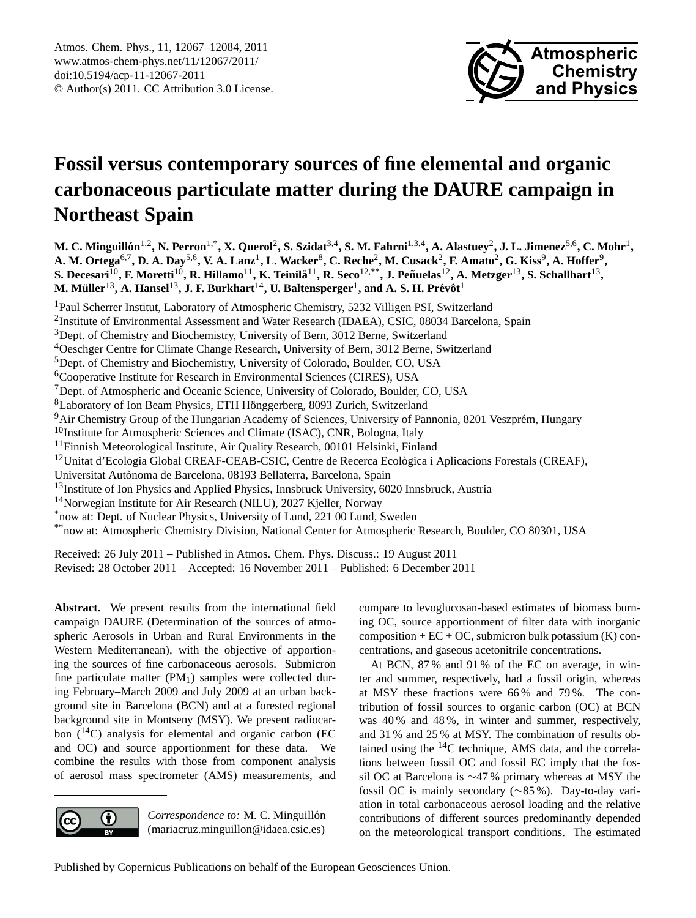# Fossil versus contemporary sources of fine elemental and organic carbonaceous particulate matter during the DAURE campaign in Northeast Spain

**M. C. Minguillón[1,2], N. Perron[1,*], X. Querol[2], S. Szidat[3,4], S. M. Fahrni[1,3,4], A. Alastuey[2], J. L. Jimenez[5,6], C. Mohr[1], A. M. Ortega[6,7], D. A. Day[5,6], V. A. Lanz[1], L. Wacker[8], C. Reche[2], M. Cusack[2], F. Amato[2], G. Kiss[9], A. Hoffer[9], S. Decesari[10], F. Moretti[10], R. Hillamo[11], K. Teinilä[11], R. Seco[12,**], J. Peñuelas[12], A. Metzger[13], S. Schallhart[13], M. Müller[13], A. Hansel[13], J. F. Burkhart[14], U. Baltensperger[1], and A. S. H. Prévôt[1]**

[1]Paul Scherrer Institut, Laboratory of Atmospheric Chemistry, 5232 Villigen PSI, Switzerland
[2]Institute of Environmental Assessment and Water Research (IDAEA), CSIC, 08034 Barcelona, Spain
[3]Dept. of Chemistry and Biochemistry, University of Bern, 3012 Berne, Switzerland
[4]Oeschger Centre for Climate Change Research, University of Bern, 3012 Berne, Switzerland
[5]Dept. of Chemistry and Biochemistry, University of Colorado, Boulder, CO, USA
[6]Cooperative Institute for Research in Environmental Sciences (CIRES), USA
[7]Dept. of Atmospheric and Oceanic Science, University of Colorado, Boulder, CO, USA
[8]Laboratory of Ion Beam Physics, ETH Hönggerberg, 8093 Zurich, Switzerland
[9]Air Chemistry Group of the Hungarian Academy of Sciences, University of Pannonia, 8201 Veszprém, Hungary
[10]Institute for Atmospheric Sciences and Climate (ISAC), CNR, Bologna, Italy
[11]Finnish Meteorological Institute, Air Quality Research, 00101 Helsinki, Finland
[12]Unitat d'Ecologia Global CREAF-CEAB-CSIC, Centre de Recerca Ecològica i Aplicacions Forestals (CREAF), Universitat Autònoma de Barcelona, 08193 Bellaterra, Barcelona, Spain
[13]Institute of Ion Physics and Applied Physics, Innsbruck University, 6020 Innsbruck, Austria
[14]Norwegian Institute for Air Research (NILU), 2027 Kjeller, Norway
[*]now at: Dept. of Nuclear Physics, University of Lund, 221 00 Lund, Sweden
[**]now at: Atmospheric Chemistry Division, National Center for Atmospheric Research, Boulder, CO 80301, USA

Received: 26 July 2011 – Published in Atmos. Chem. Phys. Discuss.: 19 August 2011
Revised: 28 October 2011 – Accepted: 16 November 2011 – Published: 6 December 2011

**Abstract.** We present results from the international field campaign DAURE (Determination of the sources of atmospheric Aerosols in Urban and Rural Environments in the Western Mediterranean), with the objective of apportioning the sources of fine carbonaceous aerosols. Submicron fine particulate matter ($PM_1$) samples were collected during February–March 2009 and July 2009 at an urban background site in Barcelona (BCN) and at a forested regional background site in Montseny (MSY). We present radiocarbon ($^{14}C$) analysis for elemental and organic carbon (EC and OC) and source apportionment for these data. We combine the results with those from component analysis of aerosol mass spectrometer (AMS) measurements, and compare to levoglucosan-based estimates of biomass burning OC, source apportionment of filter data with inorganic composition + EC + OC, submicron bulk potassium (K) concentrations, and gaseous acetonitrile concentrations.

At BCN, 87 % and 91 % of the EC on average, in winter and summer, respectively, had a fossil origin, whereas at MSY these fractions were 66 % and 79 %. The contribution of fossil sources to organic carbon (OC) at BCN was 40 % and 48 %, in winter and summer, respectively, and 31 % and 25 % at MSY. The combination of results obtained using the $^{14}C$ technique, AMS data, and the correlations between fossil OC and fossil EC imply that the fossil OC at Barcelona is ∼47 % primary whereas at MSY the fossil OC is mainly secondary (∼85 %). Day-to-day variation in total carbonaceous aerosol loading and the relative contributions of different sources predominantly depended on the meteorological transport conditions. The estimated

*Correspondence to:* M. C. Minguillón (mariacruz.minguillon@idaea.csic.es)

Published by Copernicus Publications on behalf of the European Geosciences Union.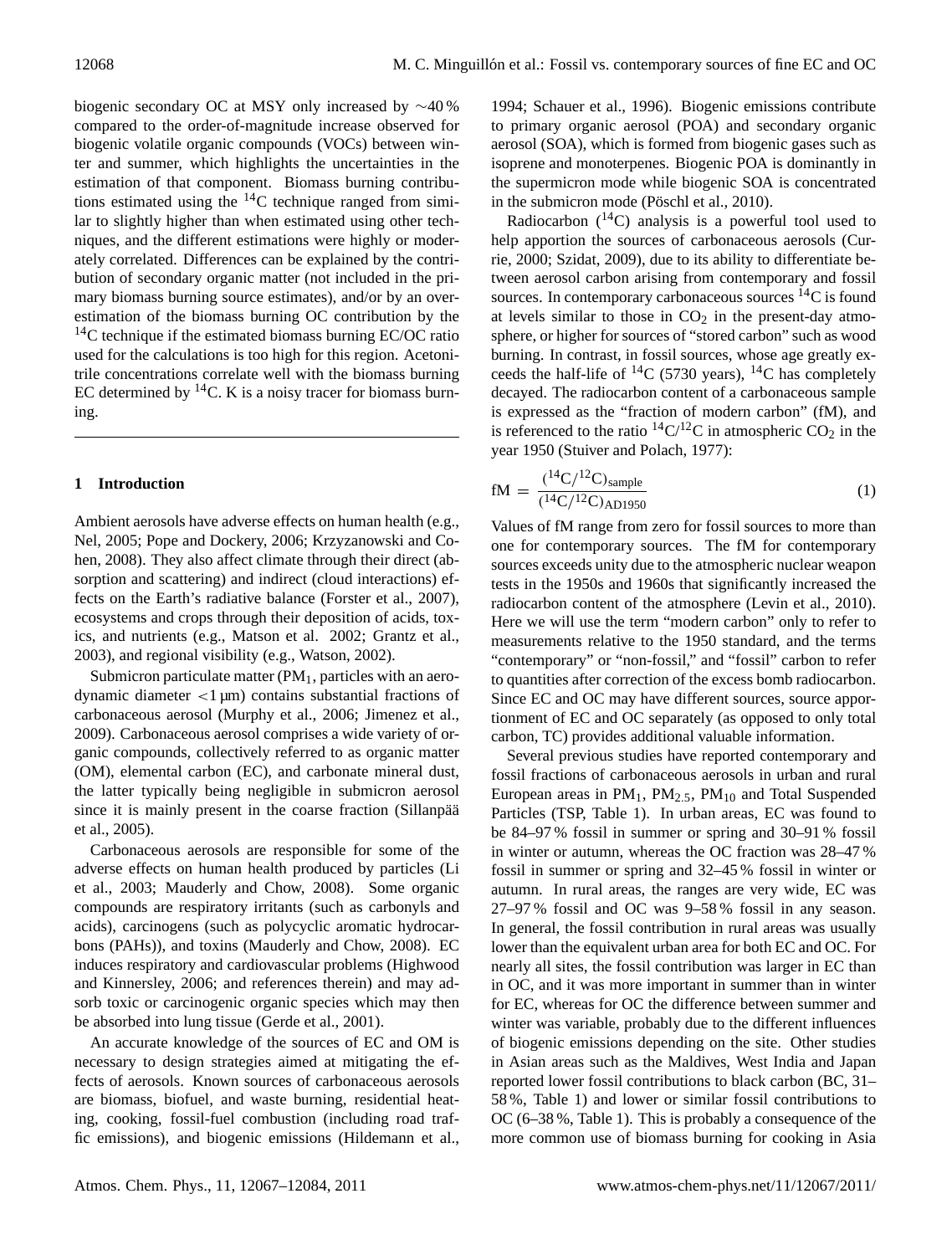biogenic secondary OC at MSY only increased by ∼40 % compared to the order-of-magnitude increase observed for biogenic volatile organic compounds (VOCs) between winter and summer, which highlights the uncertainties in the estimation of that component. Biomass burning contributions estimated using the $^{14}C$ technique ranged from similar to slightly higher than when estimated using other techniques, and the different estimations were highly or moderately correlated. Differences can be explained by the contribution of secondary organic matter (not included in the primary biomass burning source estimates), and/or by an overestimation of the biomass burning OC contribution by the $^{14}C$ technique if the estimated biomass burning EC/OC ratio used for the calculations is too high for this region. Acetonitrile concentrations correlate well with the biomass burning EC determined by $^{14}C$. K is a noisy tracer for biomass burning.

## 1 Introduction

Ambient aerosols have adverse effects on human health (e.g., Nel, 2005; Pope and Dockery, 2006; Krzyzanowski and Cohen, 2008). They also affect climate through their direct (absorption and scattering) and indirect (cloud interactions) effects on the Earth's radiative balance (Forster et al., 2007), ecosystems and crops through their deposition of acids, toxics, and nutrients (e.g., Matson et al. 2002; Grantz et al., 2003), and regional visibility (e.g., Watson, 2002).

Submicron particulate matter ($PM_1$, particles with an aerodynamic diameter $<1$ µm) contains substantial fractions of carbonaceous aerosol (Murphy et al., 2006; Jimenez et al., 2009). Carbonaceous aerosol comprises a wide variety of organic compounds, collectively referred to as organic matter (OM), elemental carbon (EC), and carbonate mineral dust, the latter typically being negligible in submicron aerosol since it is mainly present in the coarse fraction (Sillanpää et al., 2005).

Carbonaceous aerosols are responsible for some of the adverse effects on human health produced by particles (Li et al., 2003; Mauderly and Chow, 2008). Some organic compounds are respiratory irritants (such as carbonyls and acids), carcinogens (such as polycyclic aromatic hydrocarbons (PAHs)), and toxins (Mauderly and Chow, 2008). EC induces respiratory and cardiovascular problems (Highwood and Kinnersley, 2006; and references therein) and may adsorb toxic or carcinogenic organic species which may then be absorbed into lung tissue (Gerde et al., 2001).

An accurate knowledge of the sources of EC and OM is necessary to design strategies aimed at mitigating the effects of aerosols. Known sources of carbonaceous aerosols are biomass, biofuel, and waste burning, residential heating, cooking, fossil-fuel combustion (including road traffic emissions), and biogenic emissions (Hildemann et al., 1994; Schauer et al., 1996). Biogenic emissions contribute to primary organic aerosol (POA) and secondary organic aerosol (SOA), which is formed from biogenic gases such as isoprene and monoterpenes. Biogenic POA is dominantly in the supermicron mode while biogenic SOA is concentrated in the submicron mode (Pöschl et al., 2010).

Radiocarbon ($^{14}C$) analysis is a powerful tool used to help apportion the sources of carbonaceous aerosols (Currie, 2000; Szidat, 2009), due to its ability to differentiate between aerosol carbon arising from contemporary and fossil sources. In contemporary carbonaceous sources $^{14}C$ is found at levels similar to those in $CO_2$ in the present-day atmosphere, or higher for sources of "stored carbon" such as wood burning. In contrast, in fossil sources, whose age greatly exceeds the half-life of $^{14}C$ (5730 years), $^{14}C$ has completely decayed. The radiocarbon content of a carbonaceous sample is expressed as the "fraction of modern carbon" (fM), and is referenced to the ratio $^{14}C/^{12}C$ in atmospheric $CO_2$ in the year 1950 (Stuiver and Polach, 1977):

$$\text{fM} = \frac{(^{14}\text{C}/^{12}\text{C})_{\text{sample}}}{(^{14}\text{C}/^{12}\text{C})_{\text{AD1950}}} \tag{1}$$

Values of fM range from zero for fossil sources to more than one for contemporary sources. The fM for contemporary sources exceeds unity due to the atmospheric nuclear weapon tests in the 1950s and 1960s that significantly increased the radiocarbon content of the atmosphere (Levin et al., 2010). Here we will use the term "modern carbon" only to refer to measurements relative to the 1950 standard, and the terms "contemporary" or "non-fossil," and "fossil" carbon to refer to quantities after correction of the excess bomb radiocarbon. Since EC and OC may have different sources, source apportionment of EC and OC separately (as opposed to only total carbon, TC) provides additional valuable information.

Several previous studies have reported contemporary and fossil fractions of carbonaceous aerosols in urban and rural European areas in $PM_1$, $PM_{2.5}$, $PM_{10}$ and Total Suspended Particles (TSP, Table 1). In urban areas, EC was found to be 84–97 % fossil in summer or spring and 30–91 % fossil in winter or autumn, whereas the OC fraction was 28–47 % fossil in summer or spring and 32–45 % fossil in winter or autumn. In rural areas, the ranges are very wide, EC was 27–97 % fossil and OC was 9–58 % fossil in any season. In general, the fossil contribution in rural areas was usually lower than the equivalent urban area for both EC and OC. For nearly all sites, the fossil contribution was larger in EC than in OC, and it was more important in summer than in winter for EC, whereas for OC the difference between summer and winter was variable, probably due to the different influences of biogenic emissions depending on the site. Other studies in Asian areas such as the Maldives, West India and Japan reported lower fossil contributions to black carbon (BC, 31–58 %, Table 1) and lower or similar fossil contributions to OC (6–38 %, Table 1). This is probably a consequence of the more common use of biomass burning for cooking in Asia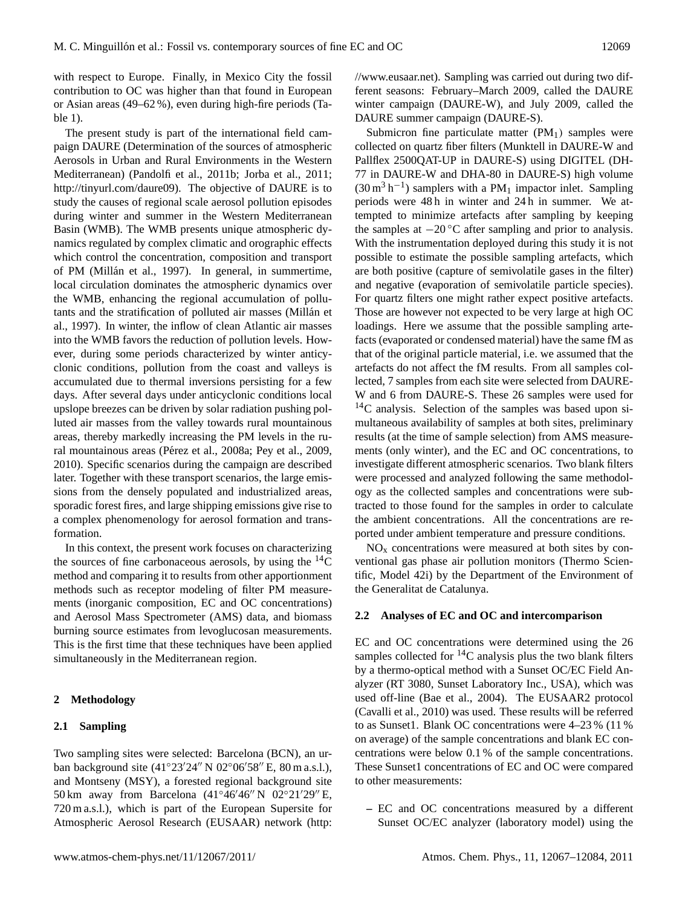with respect to Europe. Finally, in Mexico City the fossil contribution to OC was higher than that found in European or Asian areas (49–62 %), even during high-fire periods (Table 1).

The present study is part of the international field campaign DAURE (Determination of the sources of atmospheric Aerosols in Urban and Rural Environments in the Western Mediterranean) (Pandolfi et al., 2011b; Jorba et al., 2011; http://tinyurl.com/daure09). The objective of DAURE is to study the causes of regional scale aerosol pollution episodes during winter and summer in the Western Mediterranean Basin (WMB). The WMB presents unique atmospheric dynamics regulated by complex climatic and orographic effects which control the concentration, composition and transport of PM (Millán et al., 1997). In general, in summertime, local circulation dominates the atmospheric dynamics over the WMB, enhancing the regional accumulation of pollutants and the stratification of polluted air masses (Millán et al., 1997). In winter, the inflow of clean Atlantic air masses into the WMB favors the reduction of pollution levels. However, during some periods characterized by winter anticyclonic conditions, pollution from the coast and valleys is accumulated due to thermal inversions persisting for a few days. After several days under anticyclonic conditions local upslope breezes can be driven by solar radiation pushing polluted air masses from the valley towards rural mountainous areas, thereby markedly increasing the PM levels in the rural mountainous areas (Pérez et al., 2008a; Pey et al., 2009, 2010). Specific scenarios during the campaign are described later. Together with these transport scenarios, the large emissions from the densely populated and industrialized areas, sporadic forest fires, and large shipping emissions give rise to a complex phenomenology for aerosol formation and transformation.

In this context, the present work focuses on characterizing the sources of fine carbonaceous aerosols, by using the $^{14}$C method and comparing it to results from other apportionment methods such as receptor modeling of filter PM measurements (inorganic composition, EC and OC concentrations) and Aerosol Mass Spectrometer (AMS) data, and biomass burning source estimates from levoglucosan measurements. This is the first time that these techniques have been applied simultaneously in the Mediterranean region.

## 2 Methodology

### 2.1 Sampling

Two sampling sites were selected: Barcelona (BCN), an urban background site (41°23′24′′ N 02°06′58′′ E, 80 m a.s.l.), and Montseny (MSY), a forested regional background site 50 km away from Barcelona (41°46′46′′ N 02°21′29′′ E, 720 m a.s.l.), which is part of the European Supersite for Atmospheric Aerosol Research (EUSAAR) network (http://www.eusaar.net). Sampling was carried out during two different seasons: February–March 2009, called the DAURE winter campaign (DAURE-W), and July 2009, called the DAURE summer campaign (DAURE-S).

Submicron fine particulate matter ($PM_1$) samples were collected on quartz fiber filters (Munktell in DAURE-W and Pallflex 2500QAT-UP in DAURE-S) using DIGITEL (DH-77 in DAURE-W and DHA-80 in DAURE-S) high volume ($30\,m^3\,h^{-1}$) samplers with a $PM_1$ impactor inlet. Sampling periods were 48 h in winter and 24 h in summer. We attempted to minimize artefacts after sampling by keeping the samples at −20 °C after sampling and prior to analysis. With the instrumentation deployed during this study it is not possible to estimate the possible sampling artefacts, which are both positive (capture of semivolatile gases in the filter) and negative (evaporation of semivolatile particle species). For quartz filters one might rather expect positive artefacts. Those are however not expected to be very large at high OC loadings. Here we assume that the possible sampling artefacts (evaporated or condensed material) have the same fM as that of the original particle material, i.e. we assumed that the artefacts do not affect the fM results. From all samples collected, 7 samples from each site were selected from DAURE-W and 6 from DAURE-S. These 26 samples were used for $^{14}$C analysis. Selection of the samples was based upon simultaneous availability of samples at both sites, preliminary results (at the time of sample selection) from AMS measurements (only winter), and the EC and OC concentrations, to investigate different atmospheric scenarios. Two blank filters were processed and analyzed following the same methodology as the collected samples and concentrations were subtracted to those found for the samples in order to calculate the ambient concentrations. All the concentrations are reported under ambient temperature and pressure conditions.

$NO_x$ concentrations were measured at both sites by conventional gas phase air pollution monitors (Thermo Scientific, Model 42i) by the Department of the Environment of the Generalitat de Catalunya.

### 2.2 Analyses of EC and OC and intercomparison

EC and OC concentrations were determined using the 26 samples collected for $^{14}$C analysis plus the two blank filters by a thermo-optical method with a Sunset OC/EC Field Analyzer (RT 3080, Sunset Laboratory Inc., USA), which was used off-line (Bae et al., 2004). The EUSAAR2 protocol (Cavalli et al., 2010) was used. These results will be referred to as Sunset1. Blank OC concentrations were 4–23 % (11 % on average) of the sample concentrations and blank EC concentrations were below 0.1 % of the sample concentrations. These Sunset1 concentrations of EC and OC were compared to other measurements:

- EC and OC concentrations measured by a different Sunset OC/EC analyzer (laboratory model) using the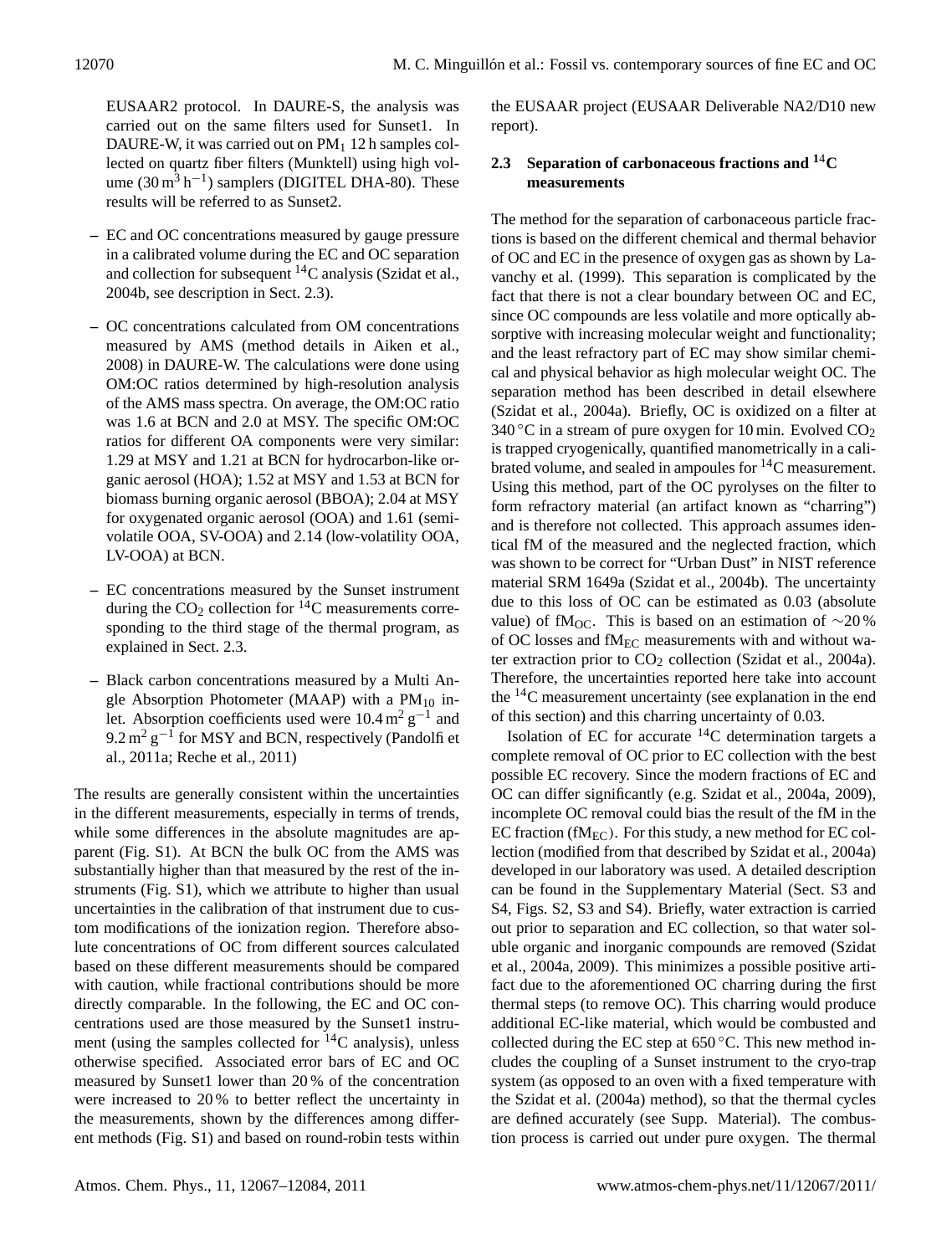EUSAAR2 protocol. In DAURE-S, the analysis was carried out on the same filters used for Sunset1. In DAURE-W, it was carried out on $PM_1$ 12 h samples collected on quartz fiber filters (Munktell) using high volume ($30\,m^3\,h^{-1}$) samplers (DIGITEL DHA-80). These results will be referred to as Sunset2.

- EC and OC concentrations measured by gauge pressure in a calibrated volume during the EC and OC separation and collection for subsequent $^{14}C$ analysis (Szidat et al., 2004b, see description in Sect. 2.3).
- OC concentrations calculated from OM concentrations measured by AMS (method details in Aiken et al., 2008) in DAURE-W. The calculations were done using OM:OC ratios determined by high-resolution analysis of the AMS mass spectra. On average, the OM:OC ratio was 1.6 at BCN and 2.0 at MSY. The specific OM:OC ratios for different OA components were very similar: 1.29 at MSY and 1.21 at BCN for hydrocarbon-like organic aerosol (HOA); 1.52 at MSY and 1.53 at BCN for biomass burning organic aerosol (BBOA); 2.04 at MSY for oxygenated organic aerosol (OOA) and 1.61 (semi-volatile OOA, SV-OOA) and 2.14 (low-volatility OOA, LV-OOA) at BCN.
- EC concentrations measured by the Sunset instrument during the $CO_2$ collection for $^{14}C$ measurements corresponding to the third stage of the thermal program, as explained in Sect. 2.3.
- Black carbon concentrations measured by a Multi Angle Absorption Photometer (MAAP) with a $PM_{10}$ inlet. Absorption coefficients used were $10.4\,m^2\,g^{-1}$ and $9.2\,m^2\,g^{-1}$ for MSY and BCN, respectively (Pandolfi et al., 2011a; Reche et al., 2011)

The results are generally consistent within the uncertainties in the different measurements, especially in terms of trends, while some differences in the absolute magnitudes are apparent (Fig. S1). At BCN the bulk OC from the AMS was substantially higher than that measured by the rest of the instruments (Fig. S1), which we attribute to higher than usual uncertainties in the calibration of that instrument due to custom modifications of the ionization region. Therefore absolute concentrations of OC from different sources calculated based on these different measurements should be compared with caution, while fractional contributions should be more directly comparable. In the following, the EC and OC concentrations used are those measured by the Sunset1 instrument (using the samples collected for $^{14}C$ analysis), unless otherwise specified. Associated error bars of EC and OC measured by Sunset1 lower than 20 % of the concentration were increased to 20 % to better reflect the uncertainty in the measurements, shown by the differences among different methods (Fig. S1) and based on round-robin tests within the EUSAAR project (EUSAAR Deliverable NA2/D10 new report).

### 2.3 Separation of carbonaceous fractions and $^{14}C$ measurements

The method for the separation of carbonaceous particle fractions is based on the different chemical and thermal behavior of OC and EC in the presence of oxygen gas as shown by Lavanchy et al. (1999). This separation is complicated by the fact that there is not a clear boundary between OC and EC, since OC compounds are less volatile and more optically absorptive with increasing molecular weight and functionality; and the least refractory part of EC may show similar chemical and physical behavior as high molecular weight OC. The separation method has been described in detail elsewhere (Szidat et al., 2004a). Briefly, OC is oxidized on a filter at 340 °C in a stream of pure oxygen for 10 min. Evolved $CO_2$ is trapped cryogenically, quantified manometrically in a calibrated volume, and sealed in ampoules for $^{14}C$ measurement. Using this method, part of the OC pyrolyses on the filter to form refractory material (an artifact known as "charring") and is therefore not collected. This approach assumes identical fM of the measured and the neglected fraction, which was shown to be correct for "Urban Dust" in NIST reference material SRM 1649a (Szidat et al., 2004b). The uncertainty due to this loss of OC can be estimated as 0.03 (absolute value) of $fM_{OC}$. This is based on an estimation of ∼20 % of OC losses and $fM_{EC}$ measurements with and without water extraction prior to $CO_2$ collection (Szidat et al., 2004a). Therefore, the uncertainties reported here take into account the $^{14}C$ measurement uncertainty (see explanation in the end of this section) and this charring uncertainty of 0.03.

Isolation of EC for accurate $^{14}C$ determination targets a complete removal of OC prior to EC collection with the best possible EC recovery. Since the modern fractions of EC and OC can differ significantly (e.g. Szidat et al., 2004a, 2009), incomplete OC removal could bias the result of the fM in the EC fraction ($fM_{EC}$). For this study, a new method for EC collection (modified from that described by Szidat et al., 2004a) developed in our laboratory was used. A detailed description can be found in the Supplementary Material (Sect. S3 and S4, Figs. S2, S3 and S4). Briefly, water extraction is carried out prior to separation and EC collection, so that water soluble organic and inorganic compounds are removed (Szidat et al., 2004a, 2009). This minimizes a possible positive artifact due to the aforementioned OC charring during the first thermal steps (to remove OC). This charring would produce additional EC-like material, which would be combusted and collected during the EC step at 650 °C. This new method includes the coupling of a Sunset instrument to the cryo-trap system (as opposed to an oven with a fixed temperature with the Szidat et al. (2004a) method), so that the thermal cycles are defined accurately (see Supp. Material). The combustion process is carried out under pure oxygen. The thermal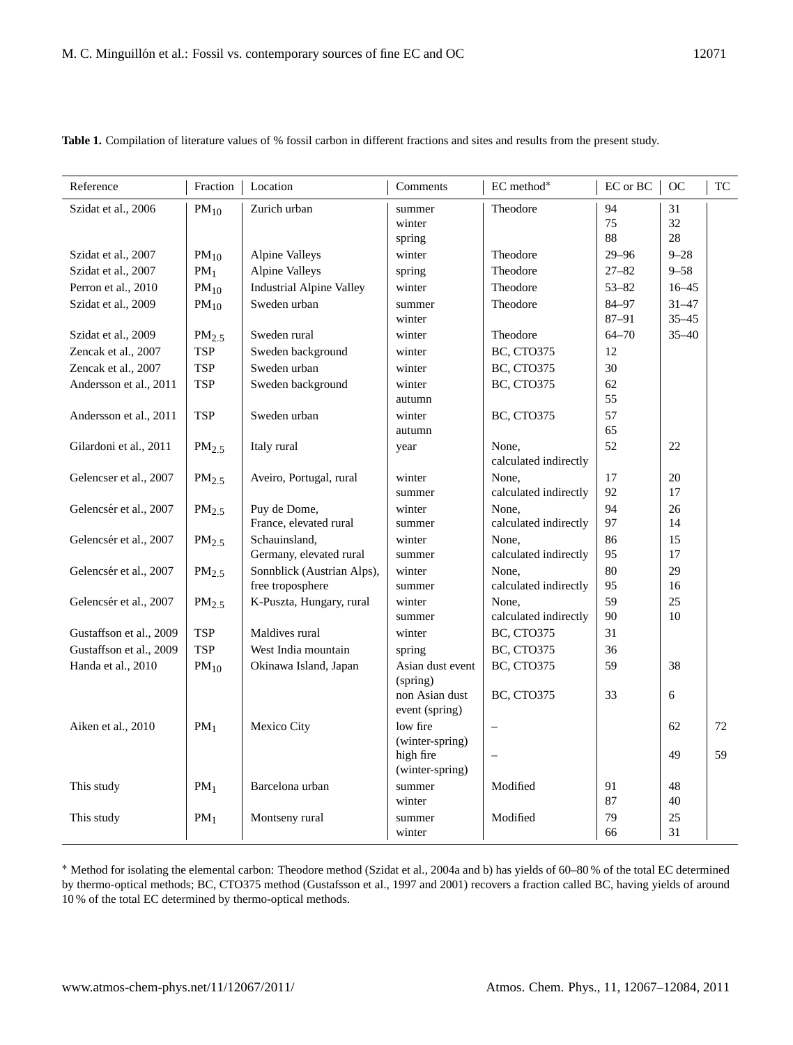**Table 1.** Compilation of literature values of % fossil carbon in different fractions and sites and results from the present study.

| Reference | Fraction | Location | Comments | EC method* | EC or BC | OC | TC |
|---|---|---|---|---|---|---|---|
| Szidat et al., 2006 | $PM_{10}$ | Zurich urban | summer<br>winter<br>spring | Theodore | 94<br>75<br>88 | 31<br>32<br>28 | |
| Szidat et al., 2007 | $PM_{10}$ | Alpine Valleys | winter | Theodore | 29–96 | 9–28 | |
| Szidat et al., 2007 | $PM_1$ | Alpine Valleys | spring | Theodore | 27–82 | 9–58 | |
| Perron et al., 2010 | $PM_{10}$ | Industrial Alpine Valley | winter | Theodore | 53–82 | 16–45 | |
| Szidat et al., 2009 | $PM_{10}$ | Sweden urban | summer<br>winter | Theodore | 84–97<br>87–91 | 31–47<br>35–45 | |
| Szidat et al., 2009 | $PM_{2.5}$ | Sweden rural | winter | Theodore | 64–70 | 35–40 | |
| Zencak et al., 2007 | TSP | Sweden background | winter | BC, CTO375 | 12 | | |
| Zencak et al., 2007 | TSP | Sweden urban | winter | BC, CTO375 | 30 | | |
| Andersson et al., 2011 | TSP | Sweden background | winter<br>autumn | BC, CTO375 | 62<br>55 | | |
| Andersson et al., 2011 | TSP | Sweden urban | winter<br>autumn | BC, CTO375 | 57<br>65 | | |
| Gilardoni et al., 2011 | $PM_{2.5}$ | Italy rural | year | None, calculated indirectly | 52 | 22 | |
| Gelencser et al., 2007 | $PM_{2.5}$ | Aveiro, Portugal, rural | winter<br>summer | None, calculated indirectly | 17<br>92 | 20<br>17 | |
| Gelencsér et al., 2007 | $PM_{2.5}$ | Puy de Dome, France, elevated rural | winter<br>summer | None, calculated indirectly | 94<br>97 | 26<br>14 | |
| Gelencsér et al., 2007 | $PM_{2.5}$ | Schauinsland, Germany, elevated rural | winter<br>summer | None, calculated indirectly | 86<br>95 | 15<br>17 | |
| Gelencsér et al., 2007 | $PM_{2.5}$ | Sonnblick (Austrian Alps), free troposphere | winter<br>summer | None, calculated indirectly | 80<br>95 | 29<br>16 | |
| Gelencsér et al., 2007 | $PM_{2.5}$ | K-Puszta, Hungary, rural | winter<br>summer | None, calculated indirectly | 59<br>90 | 25<br>10 | |
| Gustaffson et al., 2009 | TSP | Maldives rural | winter | BC, CTO375 | 31 | | |
| Gustaffson et al., 2009 | TSP | West India mountain | spring | BC, CTO375 | 36 | | |
| Handa et al., 2010 | $PM_{10}$ | Okinawa Island, Japan | Asian dust event (spring) | BC, CTO375 | 59 | 38 | |
| | | | non Asian dust event (spring) | BC, CTO375 | 33 | 6 | |
| Aiken et al., 2010 | $PM_1$ | Mexico City | low fire (winter-spring) | – | | 62 | 72 |
| | | | high fire (winter-spring) | – | | 49 | 59 |
| This study | $PM_1$ | Barcelona urban | summer<br>winter | Modified | 91<br>87 | 48<br>40 | |
| This study | $PM_1$ | Montseny rural | summer<br>winter | Modified | 79<br>66 | 25<br>31 | |

* Method for isolating the elemental carbon: Theodore method (Szidat et al., 2004a and b) has yields of 60–80 % of the total EC determined by thermo-optical methods; BC, CTO375 method (Gustafsson et al., 1997 and 2001) recovers a fraction called BC, having yields of around 10 % of the total EC determined by thermo-optical methods.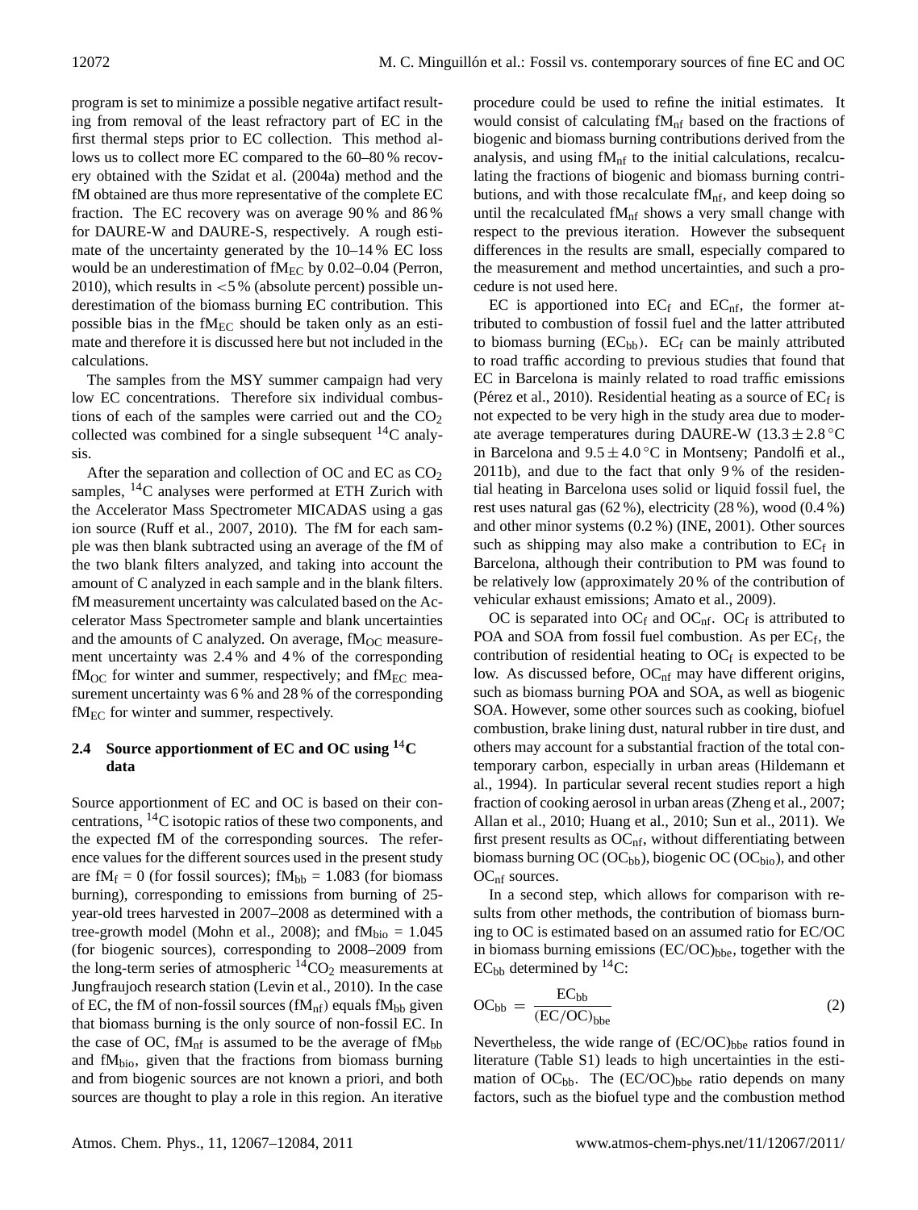program is set to minimize a possible negative artifact resulting from removal of the least refractory part of EC in the first thermal steps prior to EC collection. This method allows us to collect more EC compared to the 60–80 % recovery obtained with the Szidat et al. (2004a) method and the fM obtained are thus more representative of the complete EC fraction. The EC recovery was on average 90 % and 86 % for DAURE-W and DAURE-S, respectively. A rough estimate of the uncertainty generated by the 10–14 % EC loss would be an underestimation of $fM_{EC}$ by 0.02–0.04 (Perron, 2010), which results in <5 % (absolute percent) possible underestimation of the biomass burning EC contribution. This possible bias in the $fM_{EC}$ should be taken only as an estimate and therefore it is discussed here but not included in the calculations.

The samples from the MSY summer campaign had very low EC concentrations. Therefore six individual combustions of each of the samples were carried out and the $CO_2$ collected was combined for a single subsequent $^{14}C$ analysis.

After the separation and collection of OC and EC as $CO_2$ samples, $^{14}C$ analyses were performed at ETH Zurich with the Accelerator Mass Spectrometer MICADAS using a gas ion source (Ruff et al., 2007, 2010). The fM for each sample was then blank subtracted using an average of the fM of the two blank filters analyzed, and taking into account the amount of C analyzed in each sample and in the blank filters. fM measurement uncertainty was calculated based on the Accelerator Mass Spectrometer sample and blank uncertainties and the amounts of C analyzed. On average, $fM_{OC}$ measurement uncertainty was 2.4 % and 4 % of the corresponding $fM_{OC}$ for winter and summer, respectively; and $fM_{EC}$ measurement uncertainty was 6 % and 28 % of the corresponding $fM_{EC}$ for winter and summer, respectively.

### 2.4 Source apportionment of EC and OC using $^{14}C$ data

Source apportionment of EC and OC is based on their concentrations, $^{14}C$ isotopic ratios of these two components, and the expected fM of the corresponding sources. The reference values for the different sources used in the present study are $fM_f = 0$ (for fossil sources); $fM_{bb} = 1.083$ (for biomass burning), corresponding to emissions from burning of 25-year-old trees harvested in 2007–2008 as determined with a tree-growth model (Mohn et al., 2008); and $fM_{bio} = 1.045$ (for biogenic sources), corresponding to 2008–2009 from the long-term series of atmospheric $^{14}CO_2$ measurements at Jungfraujoch research station (Levin et al., 2010). In the case of EC, the fM of non-fossil sources ($fM_{nf}$) equals $fM_{bb}$ given that biomass burning is the only source of non-fossil EC. In the case of OC, $fM_{nf}$ is assumed to be the average of $fM_{bb}$ and $fM_{bio}$, given that the fractions from biomass burning and from biogenic sources are not known a priori, and both sources are thought to play a role in this region. An iterative procedure could be used to refine the initial estimates. It would consist of calculating $fM_{nf}$ based on the fractions of biogenic and biomass burning contributions derived from the analysis, and using $fM_{nf}$ to the initial calculations, recalculating the fractions of biogenic and biomass burning contributions, and with those recalculate $fM_{nf}$, and keep doing so until the recalculated $fM_{nf}$ shows a very small change with respect to the previous iteration. However the subsequent differences in the results are small, especially compared to the measurement and method uncertainties, and such a procedure is not used here.

EC is apportioned into $EC_f$ and $EC_{nf}$, the former attributed to combustion of fossil fuel and the latter attributed to biomass burning ($EC_{bb}$). $EC_f$ can be mainly attributed to road traffic according to previous studies that found that EC in Barcelona is mainly related to road traffic emissions (Pérez et al., 2010). Residential heating as a source of $EC_f$ is not expected to be very high in the study area due to moderate average temperatures during DAURE-W ($13.3 \pm 2.8\,^{\circ}C$ in Barcelona and $9.5 \pm 4.0\,^{\circ}C$ in Montseny; Pandolfi et al., 2011b), and due to the fact that only 9 % of the residential heating in Barcelona uses solid or liquid fossil fuel, the rest uses natural gas (62 %), electricity (28 %), wood (0.4 %) and other minor systems (0.2 %) (INE, 2001). Other sources such as shipping may also make a contribution to $EC_f$ in Barcelona, although their contribution to PM was found to be relatively low (approximately 20 % of the contribution of vehicular exhaust emissions; Amato et al., 2009).

OC is separated into $OC_f$ and $OC_{nf}$. $OC_f$ is attributed to POA and SOA from fossil fuel combustion. As per $EC_f$, the contribution of residential heating to $OC_f$ is expected to be low. As discussed before, $OC_{nf}$ may have different origins, such as biomass burning POA and SOA, as well as biogenic SOA. However, some other sources such as cooking, biofuel combustion, brake lining dust, natural rubber in tire dust, and others may account for a substantial fraction of the total contemporary carbon, especially in urban areas (Hildemann et al., 1994). In particular several recent studies report a high fraction of cooking aerosol in urban areas (Zheng et al., 2007; Allan et al., 2010; Huang et al., 2010; Sun et al., 2011). We first present results as $OC_{nf}$, without differentiating between biomass burning OC ($OC_{bb}$), biogenic OC ($OC_{bio}$), and other $OC_{nf}$ sources.

In a second step, which allows for comparison with results from other methods, the contribution of biomass burning to OC is estimated based on an assumed ratio for EC/OC in biomass burning emissions $(EC/OC)_{bbe}$, together with the $EC_{bb}$ determined by $^{14}C$:

$$OC_{bb} = \frac{EC_{bb}}{(EC/OC)_{bbe}} \tag{2}$$

Nevertheless, the wide range of $(EC/OC)_{bbe}$ ratios found in literature (Table S1) leads to high uncertainties in the estimation of $OC_{bb}$. The $(EC/OC)_{bbe}$ ratio depends on many factors, such as the biofuel type and the combustion method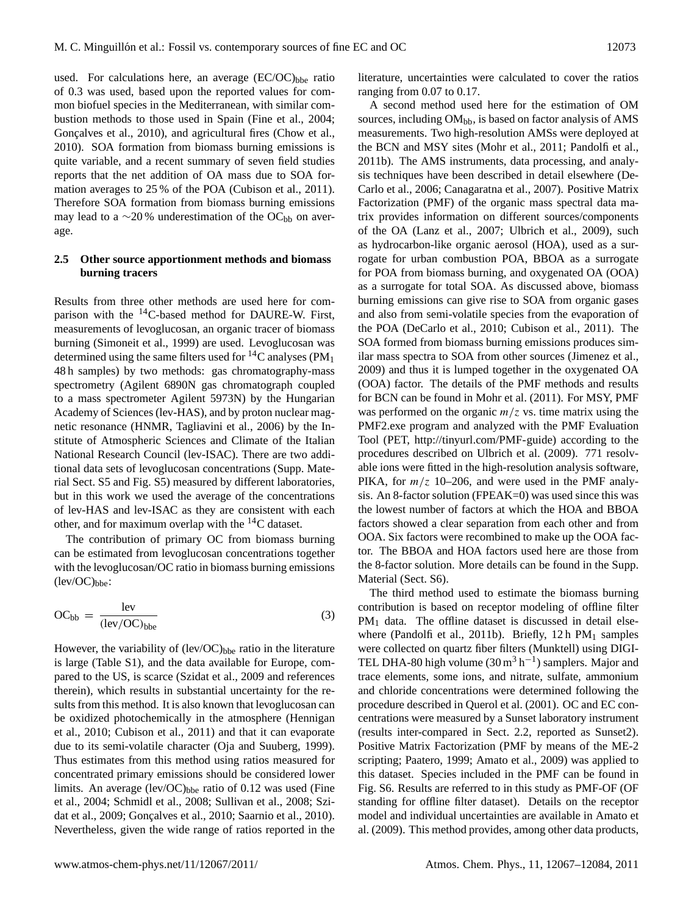used. For calculations here, an average $(EC/OC)_{bbe}$ ratio of 0.3 was used, based upon the reported values for common biofuel species in the Mediterranean, with similar combustion methods to those used in Spain (Fine et al., 2004; Gonçalves et al., 2010), and agricultural fires (Chow et al., 2010). SOA formation from biomass burning emissions is quite variable, and a recent summary of seven field studies reports that the net addition of OA mass due to SOA formation averages to 25 % of the POA (Cubison et al., 2011). Therefore SOA formation from biomass burning emissions may lead to a ∼20 % underestimation of the $OC_{bb}$ on average.

### 2.5 Other source apportionment methods and biomass burning tracers

Results from three other methods are used here for comparison with the $^{14}$C-based method for DAURE-W. First, measurements of levoglucosan, an organic tracer of biomass burning (Simoneit et al., 1999) are used. Levoglucosan was determined using the same filters used for $^{14}$C analyses ($PM_1$ 48 h samples) by two methods: gas chromatography-mass spectrometry (Agilent 6890N gas chromatograph coupled to a mass spectrometer Agilent 5973N) by the Hungarian Academy of Sciences (lev-HAS), and by proton nuclear magnetic resonance (HNMR, Tagliavini et al., 2006) by the Institute of Atmospheric Sciences and Climate of the Italian National Research Council (lev-ISAC). There are two additional data sets of levoglucosan concentrations (Supp. Material Sect. S5 and Fig. S5) measured by different laboratories, but in this work we used the average of the concentrations of lev-HAS and lev-ISAC as they are consistent with each other, and for maximum overlap with the $^{14}$C dataset.

The contribution of primary OC from biomass burning can be estimated from levoglucosan concentrations together with the levoglucosan/OC ratio in biomass burning emissions $(lev/OC)_{bbe}$:

$$OC_{bb} = \frac{lev}{(lev/OC)_{bbe}} \tag{3}$$

However, the variability of $(lev/OC)_{bbe}$ ratio in the literature is large (Table S1), and the data available for Europe, compared to the US, is scarce (Szidat et al., 2009 and references therein), which results in substantial uncertainty for the results from this method. It is also known that levoglucosan can be oxidized photochemically in the atmosphere (Hennigan et al., 2010; Cubison et al., 2011) and that it can evaporate due to its semi-volatile character (Oja and Suuberg, 1999). Thus estimates from this method using ratios measured for concentrated primary emissions should be considered lower limits. An average $(lev/OC)_{bbe}$ ratio of 0.12 was used (Fine et al., 2004; Schmidl et al., 2008; Sullivan et al., 2008; Szidat et al., 2009; Gonçalves et al., 2010; Saarnio et al., 2010). Nevertheless, given the wide range of ratios reported in the literature, uncertainties were calculated to cover the ratios ranging from 0.07 to 0.17.

A second method used here for the estimation of OM sources, including $OM_{bb}$, is based on factor analysis of AMS measurements. Two high-resolution AMSs were deployed at the BCN and MSY sites (Mohr et al., 2011; Pandolfi et al., 2011b). The AMS instruments, data processing, and analysis techniques have been described in detail elsewhere (DeCarlo et al., 2006; Canagaratna et al., 2007). Positive Matrix Factorization (PMF) of the organic mass spectral data matrix provides information on different sources/components of the OA (Lanz et al., 2007; Ulbrich et al., 2009), such as hydrocarbon-like organic aerosol (HOA), used as a surrogate for urban combustion POA, BBOA as a surrogate for POA from biomass burning, and oxygenated OA (OOA) as a surrogate for total SOA. As discussed above, biomass burning emissions can give rise to SOA from organic gases and also from semi-volatile species from the evaporation of the POA (DeCarlo et al., 2010; Cubison et al., 2011). The SOA formed from biomass burning emissions produces similar mass spectra to SOA from other sources (Jimenez et al., 2009) and thus it is lumped together in the oxygenated OA (OOA) factor. The details of the PMF methods and results for BCN can be found in Mohr et al. (2011). For MSY, PMF was performed on the organic $m/z$ vs. time matrix using the PMF2.exe program and analyzed with the PMF Evaluation Tool (PET, http://tinyurl.com/PMF-guide) according to the procedures described on Ulbrich et al. (2009). 771 resolvable ions were fitted in the high-resolution analysis software, PIKA, for $m/z$ 10–206, and were used in the PMF analysis. An 8-factor solution (FPEAK=0) was used since this was the lowest number of factors at which the HOA and BBOA factors showed a clear separation from each other and from OOA. Six factors were recombined to make up the OOA factor. The BBOA and HOA factors used here are those from the 8-factor solution. More details can be found in the Supp. Material (Sect. S6).

The third method used to estimate the biomass burning contribution is based on receptor modeling of offline filter $PM_1$ data. The offline dataset is discussed in detail elsewhere (Pandolfi et al., 2011b). Briefly, 12 h $PM_1$ samples were collected on quartz fiber filters (Munktell) using DIGITEL DHA-80 high volume ($30\,m^3\,h^{-1}$) samplers. Major and trace elements, some ions, and nitrate, sulfate, ammonium and chloride concentrations were determined following the procedure described in Querol et al. (2001). OC and EC concentrations were measured by a Sunset laboratory instrument (results inter-compared in Sect. 2.2, reported as Sunset2). Positive Matrix Factorization (PMF by means of the ME-2 scripting; Paatero, 1999; Amato et al., 2009) was applied to this dataset. Species included in the PMF can be found in Fig. S6. Results are referred to in this study as PMF-OF (OF standing for offline filter dataset). Details on the receptor model and individual uncertainties are available in Amato et al. (2009). This method provides, among other data products,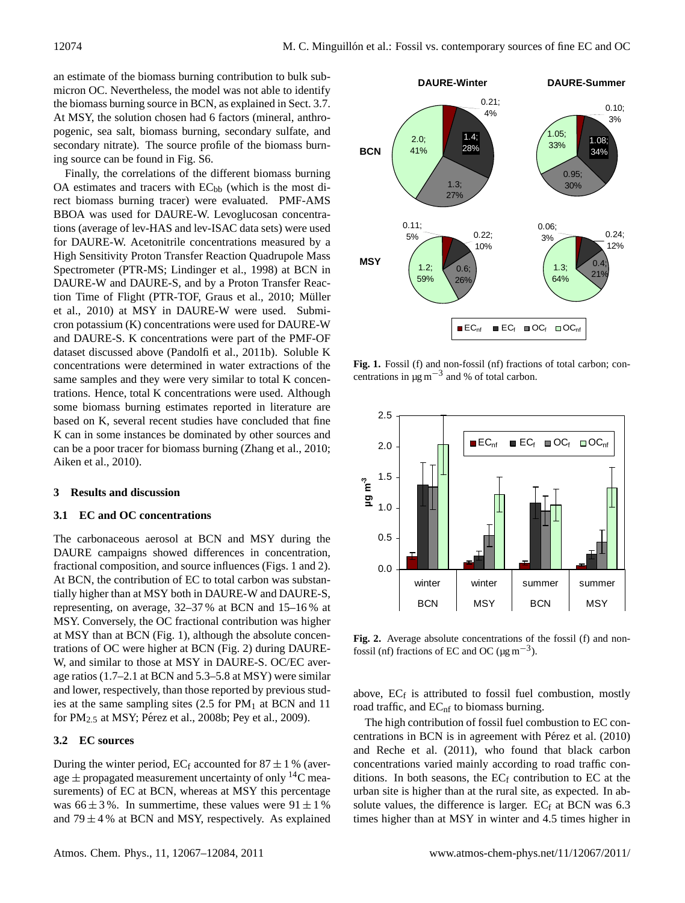an estimate of the biomass burning contribution to bulk submicron OC. Nevertheless, the model was not able to identify the biomass burning source in BCN, as explained in Sect. 3.7. At MSY, the solution chosen had 6 factors (mineral, anthropogenic, sea salt, biomass burning, secondary sulfate, and secondary nitrate). The source profile of the biomass burning source can be found in Fig. S6.

Finally, the correlations of the different biomass burning OA estimates and tracers with $EC_{bb}$ (which is the most direct biomass burning tracer) were evaluated. PMF-AMS BBOA was used for DAURE-W. Levoglucosan concentrations (average of lev-HAS and lev-ISAC data sets) were used for DAURE-W. Acetonitrile concentrations measured by a High Sensitivity Proton Transfer Reaction Quadrupole Mass Spectrometer (PTR-MS; Lindinger et al., 1998) at BCN in DAURE-W and DAURE-S, and by a Proton Transfer Reaction Time of Flight (PTR-TOF, Graus et al., 2010; Müller et al., 2010) at MSY in DAURE-W were used. Submicron potassium (K) concentrations were used for DAURE-W and DAURE-S. K concentrations were part of the PMF-OF dataset discussed above (Pandolfi et al., 2011b). Soluble K concentrations were determined in water extractions of the same samples and they were very similar to total K concentrations. Hence, total K concentrations were used. Although some biomass burning estimates reported in literature are based on K, several recent studies have concluded that fine K can in some instances be dominated by other sources and can be a poor tracer for biomass burning (Zhang et al., 2010; Aiken et al., 2010).

## 3 Results and discussion

### 3.1 EC and OC concentrations

The carbonaceous aerosol at BCN and MSY during the DAURE campaigns showed differences in concentration, fractional composition, and source influences (Figs. 1 and 2). At BCN, the contribution of EC to total carbon was substantially higher than at MSY both in DAURE-W and DAURE-S, representing, on average, 32–37 % at BCN and 15–16 % at MSY. Conversely, the OC fractional contribution was higher at MSY than at BCN (Fig. 1), although the absolute concentrations of OC were higher at BCN (Fig. 2) during DAURE-W, and similar to those at MSY in DAURE-S. OC/EC average ratios (1.7–2.1 at BCN and 5.3–5.8 at MSY) were similar and lower, respectively, than those reported by previous studies at the same sampling sites (2.5 for $PM_1$ at BCN and 11 for $PM_{2.5}$ at MSY; Pérez et al., 2008b; Pey et al., 2009).

### 3.2 EC sources

During the winter period, $EC_f$ accounted for $87 \pm 1$ % (average $\pm$ propagated measurement uncertainty of only $^{14}C$ measurements) of EC at BCN, whereas at MSY this percentage was $66 \pm 3$ %. In summertime, these values were $91 \pm 1$ % and $79 \pm 4$ % at BCN and MSY, respectively. As explained above, $EC_f$ is attributed to fossil fuel combustion, mostly road traffic, and $EC_{nf}$ to biomass burning.

**Fig. 1.** Fossil (f) and non-fossil (nf) fractions of total carbon; concentrations in $\mu g\,m^{-3}$ and % of total carbon.

**Fig. 2.** Average absolute concentrations of the fossil (f) and non-fossil (nf) fractions of EC and OC ($\mu g\,m^{-3}$).

The high contribution of fossil fuel combustion to EC concentrations in BCN is in agreement with Pérez et al. (2010) and Reche et al. (2011), who found that black carbon concentrations varied mainly according to road traffic conditions. In both seasons, the $EC_f$ contribution to EC at the urban site is higher than at the rural site, as expected. In absolute values, the difference is larger. $EC_f$ at BCN was 6.3 times higher than at MSY in winter and 4.5 times higher in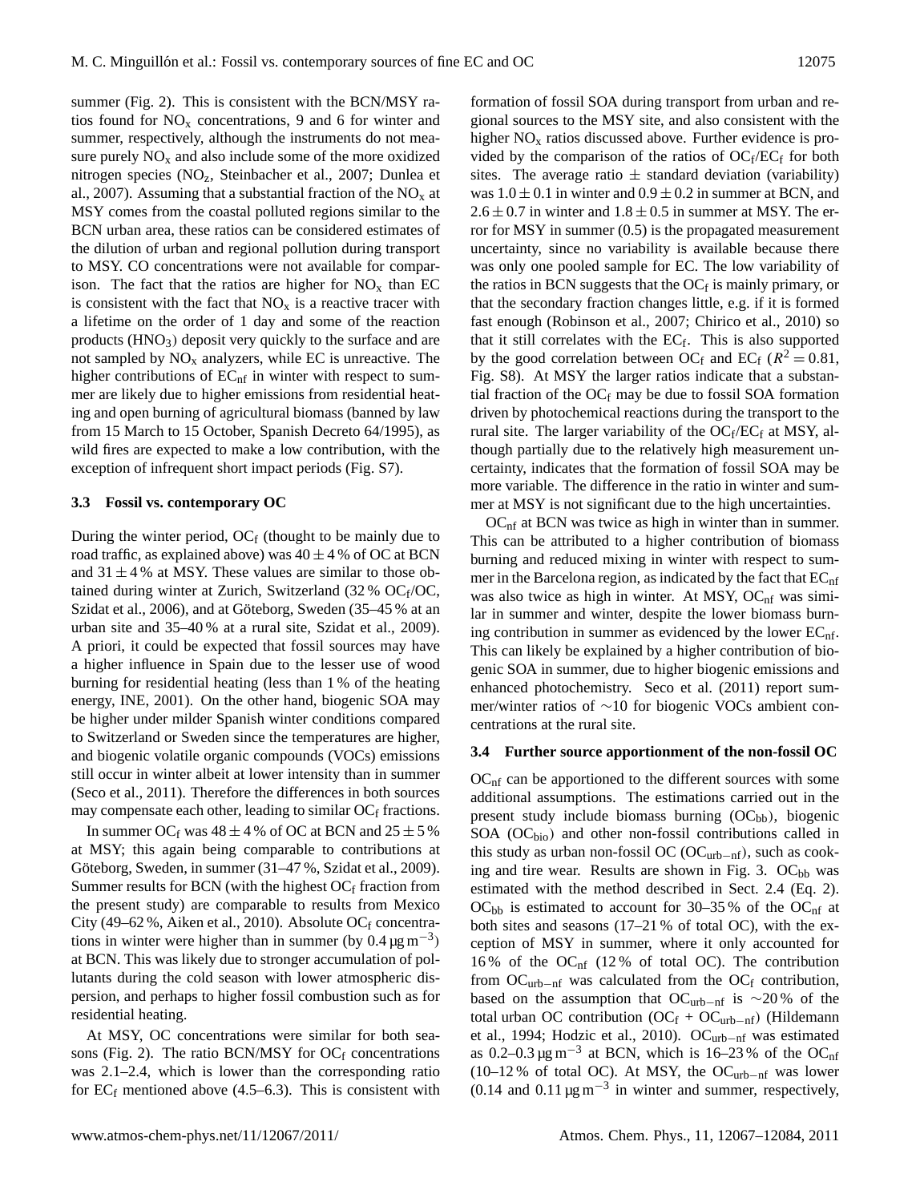summer (Fig. 2). This is consistent with the BCN/MSY ratios found for $NO_x$ concentrations, 9 and 6 for winter and summer, respectively, although the instruments do not measure purely $NO_x$ and also include some of the more oxidized nitrogen species ($NO_z$, Steinbacher et al., 2007; Dunlea et al., 2007). Assuming that a substantial fraction of the $NO_x$ at MSY comes from the coastal polluted regions similar to the BCN urban area, these ratios can be considered estimates of the dilution of urban and regional pollution during transport to MSY. CO concentrations were not available for comparison. The fact that the ratios are higher for $NO_x$ than EC is consistent with the fact that $NO_x$ is a reactive tracer with a lifetime on the order of 1 day and some of the reaction products ($HNO_3$) deposit very quickly to the surface and are not sampled by $NO_x$ analyzers, while EC is unreactive. The higher contributions of $EC_{nf}$ in winter with respect to summer are likely due to higher emissions from residential heating and open burning of agricultural biomass (banned by law from 15 March to 15 October, Spanish Decreto 64/1995), as wild fires are expected to make a low contribution, with the exception of infrequent short impact periods (Fig. S7).

### 3.3 Fossil vs. contemporary OC

During the winter period, $OC_f$ (thought to be mainly due to road traffic, as explained above) was $40 \pm 4$ % of OC at BCN and $31 \pm 4$ % at MSY. These values are similar to those obtained during winter at Zurich, Switzerland (32 % $OC_f$/OC, Szidat et al., 2006), and at Göteborg, Sweden (35–45 % at an urban site and 35–40 % at a rural site, Szidat et al., 2009). A priori, it could be expected that fossil sources may have a higher influence in Spain due to the lesser use of wood burning for residential heating (less than 1 % of the heating energy, INE, 2001). On the other hand, biogenic SOA may be higher under milder Spanish winter conditions compared to Switzerland or Sweden since the temperatures are higher, and biogenic volatile organic compounds (VOCs) emissions still occur in winter albeit at lower intensity than in summer (Seco et al., 2011). Therefore the differences in both sources may compensate each other, leading to similar $OC_f$ fractions.

In summer $OC_f$ was $48 \pm 4$ % of OC at BCN and $25 \pm 5$ % at MSY; this again being comparable to contributions at Göteborg, Sweden, in summer (31–47 %, Szidat et al., 2009). Summer results for BCN (with the highest $OC_f$ fraction from the present study) are comparable to results from Mexico City (49–62 %, Aiken et al., 2010). Absolute $OC_f$ concentrations in winter were higher than in summer (by 0.4 $\mu g\,m^{-3}$) at BCN. This was likely due to stronger accumulation of pollutants during the cold season with lower atmospheric dispersion, and perhaps to higher fossil combustion such as for residential heating.

At MSY, OC concentrations were similar for both seasons (Fig. 2). The ratio BCN/MSY for $OC_f$ concentrations was 2.1–2.4, which is lower than the corresponding ratio for $EC_f$ mentioned above (4.5–6.3). This is consistent with formation of fossil SOA during transport from urban and regional sources to the MSY site, and also consistent with the higher $NO_x$ ratios discussed above. Further evidence is provided by the comparison of the ratios of $OC_f/EC_f$ for both sites. The average ratio $\pm$ standard deviation (variability) was $1.0 \pm 0.1$ in winter and $0.9 \pm 0.2$ in summer at BCN, and $2.6 \pm 0.7$ in winter and $1.8 \pm 0.5$ in summer at MSY. The error for MSY in summer (0.5) is the propagated measurement uncertainty, since no variability is available because there was only one pooled sample for EC. The low variability of the ratios in BCN suggests that the $OC_f$ is mainly primary, or that the secondary fraction changes little, e.g. if it is formed fast enough (Robinson et al., 2007; Chirico et al., 2010) so that it still correlates with the $EC_f$. This is also supported by the good correlation between $OC_f$ and $EC_f$ ($R^2 = 0.81$, Fig. S8). At MSY the larger ratios indicate that a substantial fraction of the $OC_f$ may be due to fossil SOA formation driven by photochemical reactions during the transport to the rural site. The larger variability of the $OC_f/EC_f$ at MSY, although partially due to the relatively high measurement uncertainty, indicates that the formation of fossil SOA may be more variable. The difference in the ratio in winter and summer at MSY is not significant due to the high uncertainties.

$OC_{nf}$ at BCN was twice as high in winter than in summer. This can be attributed to a higher contribution of biomass burning and reduced mixing in winter with respect to summer in the Barcelona region, as indicated by the fact that $EC_{nf}$ was also twice as high in winter. At MSY, $OC_{nf}$ was similar in summer and winter, despite the lower biomass burning contribution in summer as evidenced by the lower $EC_{nf}$. This can likely be explained by a higher contribution of biogenic SOA in summer, due to higher biogenic emissions and enhanced photochemistry. Seco et al. (2011) report summer/winter ratios of ∼10 for biogenic VOCs ambient concentrations at the rural site.

### 3.4 Further source apportionment of the non-fossil OC

$OC_{nf}$ can be apportioned to the different sources with some additional assumptions. The estimations carried out in the present study include biomass burning ($OC_{bb}$), biogenic SOA ($OC_{bio}$) and other non-fossil contributions called in this study as urban non-fossil OC ($OC_{urb-nf}$), such as cooking and tire wear. Results are shown in Fig. 3. $OC_{bb}$ was estimated with the method described in Sect. 2.4 (Eq. 2). $OC_{bb}$ is estimated to account for 30–35 % of the $OC_{nf}$ at both sites and seasons (17–21 % of total OC), with the exception of MSY in summer, where it only accounted for 16 % of the $OC_{nf}$ (12 % of total OC). The contribution from $OC_{urb-nf}$ was calculated from the $OC_f$ contribution, based on the assumption that $OC_{urb-nf}$ is ∼20 % of the total urban OC contribution ($OC_f$ + $OC_{urb-nf}$) (Hildemann et al., 1994; Hodzic et al., 2010). $OC_{urb-nf}$ was estimated as 0.2–0.3 $\mu g\,m^{-3}$ at BCN, which is 16–23 % of the $OC_{nf}$ (10–12 % of total OC). At MSY, the $OC_{urb-nf}$ was lower (0.14 and 0.11 $\mu g\,m^{-3}$ in winter and summer, respectively,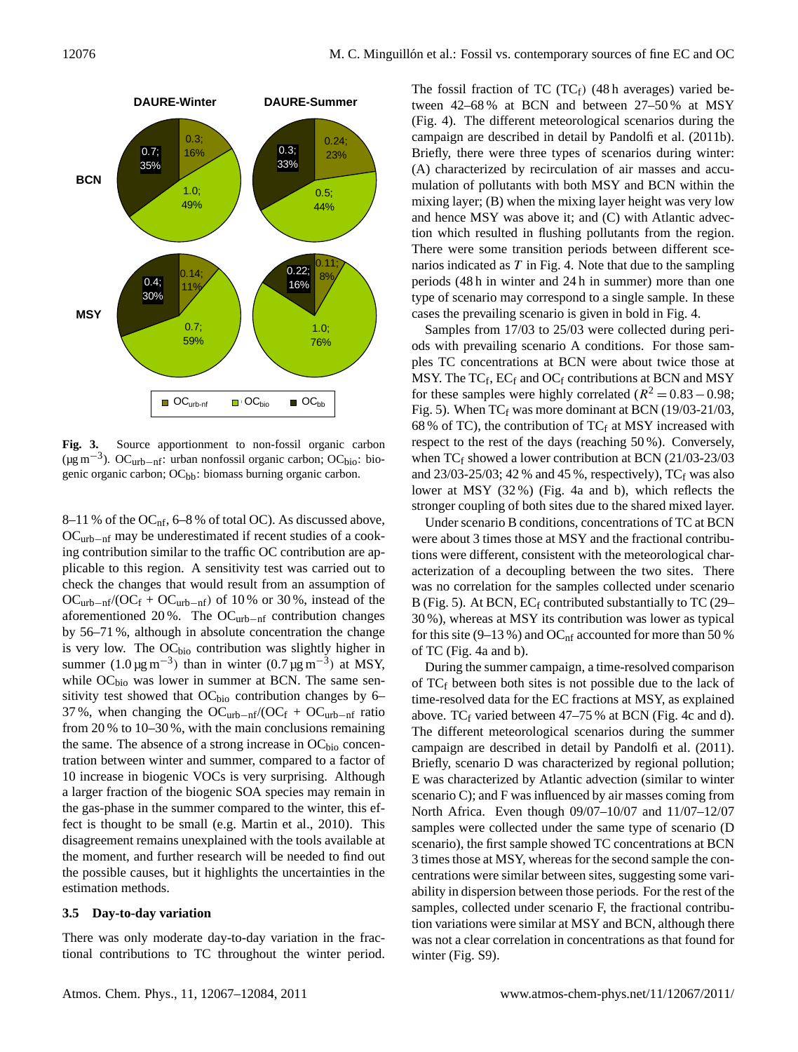**Fig. 3.** Source apportionment to non-fossil organic carbon ($\mu g\,m^{-3}$). $OC_{urb-nf}$: urban nonfossil organic carbon; $OC_{bio}$: biogenic organic carbon; $OC_{bb}$: biomass burning organic carbon.

8–11 % of the $OC_{nf}$, 6–8 % of total OC). As discussed above, $OC_{urb-nf}$ may be underestimated if recent studies of a cooking contribution similar to the traffic OC contribution are applicable to this region. A sensitivity test was carried out to check the changes that would result from an assumption of $OC_{urb-nf}/(OC_f + OC_{urb-nf})$ of 10 % or 30 %, instead of the aforementioned 20 %. The $OC_{urb-nf}$ contribution changes by 56–71 %, although in absolute concentration the change is very low. The $OC_{bio}$ contribution was slightly higher in summer ($1.0\,\mu g\,m^{-3}$) than in winter ($0.7\,\mu g\,m^{-3}$) at MSY, while $OC_{bio}$ was lower in summer at BCN. The same sensitivity test showed that $OC_{bio}$ contribution changes by 6–37 %, when changing the $OC_{urb-nf}/(OC_f + OC_{urb-nf})$ ratio from 20 % to 10–30 %, with the main conclusions remaining the same. The absence of a strong increase in $OC_{bio}$ concentration between winter and summer, compared to a factor of 10 increase in biogenic VOCs is very surprising. Although a larger fraction of the biogenic SOA species may remain in the gas-phase in the summer compared to the winter, this effect is thought to be small (e.g. Martin et al., 2010). This disagreement remains unexplained with the tools available at the moment, and further research will be needed to find out the possible causes, but it highlights the uncertainties in the estimation methods.

### 3.5 Day-to-day variation

There was only moderate day-to-day variation in the fractional contributions to TC throughout the winter period. The fossil fraction of TC ($TC_f$) (48 h averages) varied between 42–68 % at BCN and between 27–50 % at MSY (Fig. 4). The different meteorological scenarios during the campaign are described in detail by Pandolfi et al. (2011b). Briefly, there were three types of scenarios during winter: (A) characterized by recirculation of air masses and accumulation of pollutants with both MSY and BCN within the mixing layer; (B) when the mixing layer height was very low and hence MSY was above it; and (C) with Atlantic advection which resulted in flushing pollutants from the region. There were some transition periods between different scenarios indicated as *T* in Fig. 4. Note that due to the sampling periods (48 h in winter and 24 h in summer) more than one type of scenario may correspond to a single sample. In these cases the prevailing scenario is given in bold in Fig. 4.

Samples from 17/03 to 25/03 were collected during periods with prevailing scenario A conditions. For those samples TC concentrations at BCN were about twice those at MSY. The $TC_f$, $EC_f$ and $OC_f$ contributions at BCN and MSY for these samples were highly correlated ($R^2 = 0.83-0.98$; Fig. 5). When $TC_f$ was more dominant at BCN (19/03-21/03, 68 % of TC), the contribution of $TC_f$ at MSY increased with respect to the rest of the days (reaching 50 %). Conversely, when $TC_f$ showed a lower contribution at BCN (21/03-23/03 and 23/03-25/03; 42 % and 45 %, respectively), $TC_f$ was also lower at MSY (32 %) (Fig. 4a and b), which reflects the stronger coupling of both sites due to the shared mixed layer.

Under scenario B conditions, concentrations of TC at BCN were about 3 times those at MSY and the fractional contributions were different, consistent with the meteorological characterization of a decoupling between the two sites. There was no correlation for the samples collected under scenario B (Fig. 5). At BCN, $EC_f$ contributed substantially to TC (29–30 %), whereas at MSY its contribution was lower as typical for this site (9–13 %) and $OC_{nf}$ accounted for more than 50 % of TC (Fig. 4a and b).

During the summer campaign, a time-resolved comparison of $TC_f$ between both sites is not possible due to the lack of time-resolved data for the EC fractions at MSY, as explained above. $TC_f$ varied between 47–75 % at BCN (Fig. 4c and d). The different meteorological scenarios during the summer campaign are described in detail by Pandolfi et al. (2011). Briefly, scenario D was characterized by regional pollution; E was characterized by Atlantic advection (similar to winter scenario C); and F was influenced by air masses coming from North Africa. Even though 09/07–10/07 and 11/07–12/07 samples were collected under the same type of scenario (D scenario), the first sample showed TC concentrations at BCN 3 times those at MSY, whereas for the second sample the concentrations were similar between sites, suggesting some variability in dispersion between those periods. For the rest of the samples, collected under scenario F, the fractional contribution variations were similar at MSY and BCN, although there was not a clear correlation in concentrations as that found for winter (Fig. S9).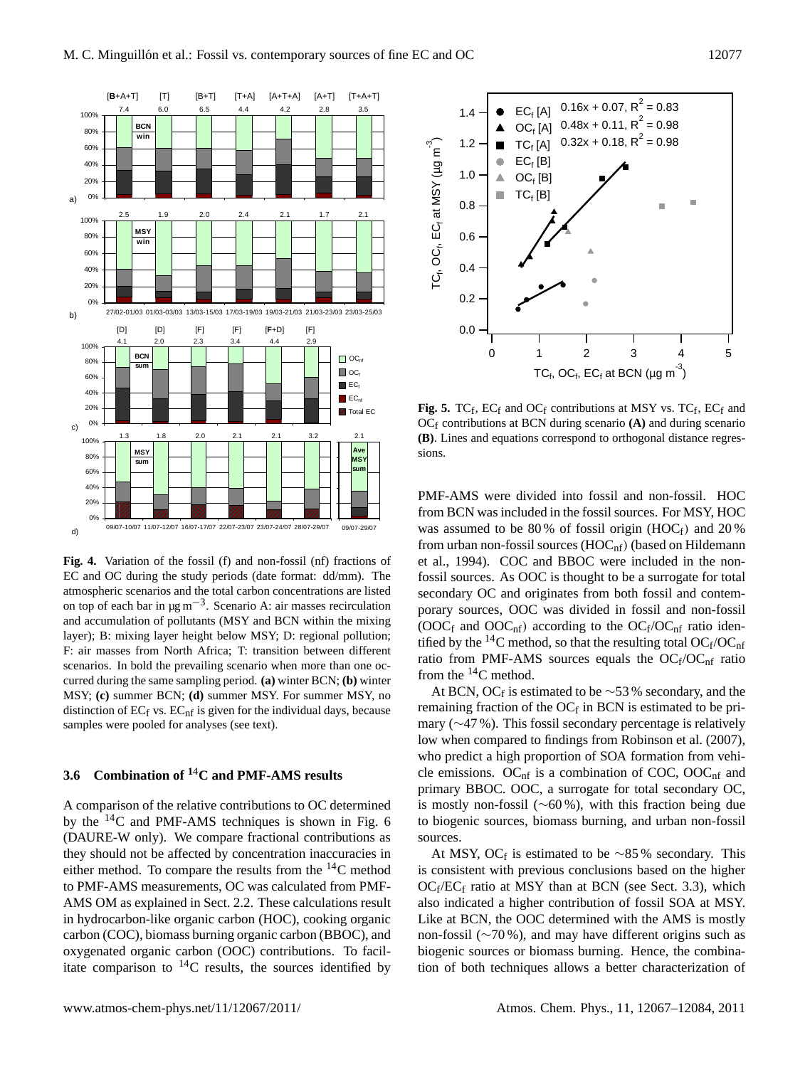**Fig. 4.** Variation of the fossil (f) and non-fossil (nf) fractions of EC and OC during the study periods (date format: dd/mm). The atmospheric scenarios and the total carbon concentrations are listed on top of each bar in µg m$^{-3}$. Scenario A: air masses recirculation and accumulation of pollutants (MSY and BCN within the mixing layer); B: mixing layer height below MSY; D: regional pollution; F: air masses from North Africa; T: transition between different scenarios. In bold the prevailing scenario when more than one occurred during the same sampling period. **(a)** winter BCN; **(b)** winter MSY; **(c)** summer BCN; **(d)** summer MSY. For summer MSY, no distinction of $EC_f$ vs. $EC_{nf}$ is given for the individual days, because samples were pooled for analyses (see text).

**Fig. 5.** $TC_f$, $EC_f$ and $OC_f$ contributions at MSY vs. $TC_f$, $EC_f$ and $OC_f$ contributions at BCN during scenario **(A)** and during scenario **(B)**. Lines and equations correspond to orthogonal distance regressions.

### 3.6 Combination of $^{14}$C and PMF-AMS results

A comparison of the relative contributions to OC determined by the $^{14}$C and PMF-AMS techniques is shown in Fig. 6 (DAURE-W only). We compare fractional contributions as they should not be affected by concentration inaccuracies in either method. To compare the results from the $^{14}$C method to PMF-AMS measurements, OC was calculated from PMF-AMS OM as explained in Sect. 2.2. These calculations result in hydrocarbon-like organic carbon (HOC), cooking organic carbon (COC), biomass burning organic carbon (BBOC), and oxygenated organic carbon (OOC) contributions. To facilitate comparison to $^{14}$C results, the sources identified by PMF-AMS were divided into fossil and non-fossil. HOC from BCN was included in the fossil sources. For MSY, HOC was assumed to be 80 % of fossil origin ($HOC_f$) and 20 % from urban non-fossil sources ($HOC_{nf}$) (based on Hildemann et al., 1994). COC and BBOC were included in the non-fossil sources. As OOC is thought to be a surrogate for total secondary OC and originates from both fossil and contemporary sources, OOC was divided in fossil and non-fossil ($OOC_f$ and $OOC_{nf}$) according to the $OC_f/OC_{nf}$ ratio identified by the $^{14}$C method, so that the resulting total $OC_f/OC_{nf}$ ratio from PMF-AMS sources equals the $OC_f/OC_{nf}$ ratio from the $^{14}$C method.

At BCN, $OC_f$ is estimated to be ∼53 % secondary, and the remaining fraction of the $OC_f$ in BCN is estimated to be primary (∼47 %). This fossil secondary percentage is relatively low when compared to findings from Robinson et al. (2007), who predict a high proportion of SOA formation from vehicle emissions. $OC_{nf}$ is a combination of COC, $OOC_{nf}$ and primary BBOC. OOC, a surrogate for total secondary OC, is mostly non-fossil (∼60 %), with this fraction being due to biogenic sources, biomass burning, and urban non-fossil sources.

At MSY, $OC_f$ is estimated to be ∼85 % secondary. This is consistent with previous conclusions based on the higher $OC_f/EC_f$ ratio at MSY than at BCN (see Sect. 3.3), which also indicated a higher contribution of fossil SOA at MSY. Like at BCN, the OOC determined with the AMS is mostly non-fossil (∼70 %), and may have different origins such as biogenic sources or biomass burning. Hence, the combination of both techniques allows a better characterization of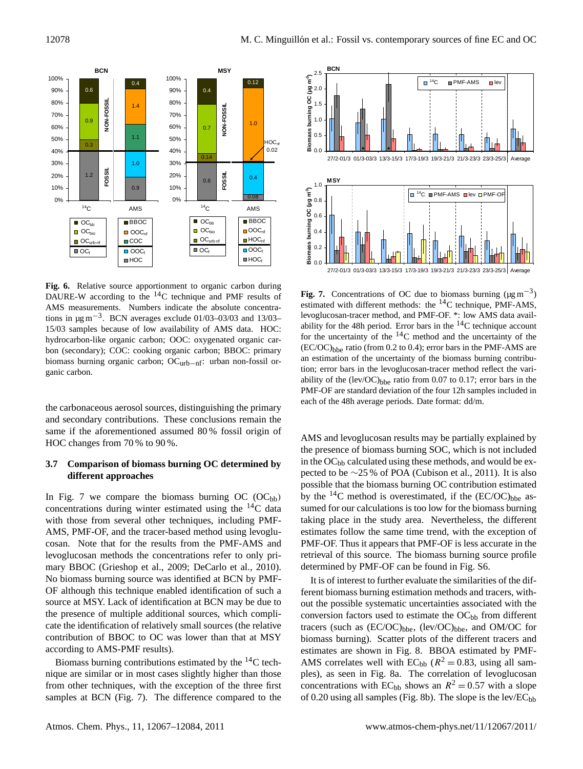**Fig. 6.** Relative source apportionment to organic carbon during DAURE-W according to the $^{14}$C technique and PMF results of AMS measurements. Numbers indicate the absolute concentrations in $\mu g\,m^{-3}$. BCN averages exclude 01/03–03/03 and 13/03–15/03 samples because of low availability of AMS data. HOC: hydrocarbon-like organic carbon; OOC: oxygenated organic carbon (secondary); COC: cooking organic carbon; BBOC: primary biomass burning organic carbon; $OC_{urb-nf}$: urban non-fossil organic carbon.

**Fig. 7.** Concentrations of OC due to biomass burning ($\mu g\,m^{-3}$) estimated with different methods: the $^{14}$C technique, PMF-AMS, levoglucosan-tracer method, and PMF-OF. *: low AMS data availability for the 48h period. Error bars in the $^{14}$C technique account for the uncertainty of the $^{14}$C method and the uncertainty of the $(EC/OC)_{bbe}$ ratio (from 0.2 to 0.4); error bars in the PMF-AMS are an estimation of the uncertainty of the biomass burning contribution; error bars in the levoglucosan-tracer method reflect the variability of the $(lev/OC)_{bbe}$ ratio from 0.07 to 0.17; error bars in the PMF-OF are standard deviation of the four 12h samples included in each of the 48h average periods. Date format: dd/m.

the carbonaceous aerosol sources, distinguishing the primary and secondary contributions. These conclusions remain the same if the aforementioned assumed 80 % fossil origin of HOC changes from 70 % to 90 %.

### 3.7 Comparison of biomass burning OC determined by different approaches

In Fig. 7 we compare the biomass burning OC ($OC_{bb}$) concentrations during winter estimated using the $^{14}$C data with those from several other techniques, including PMF-AMS, PMF-OF, and the tracer-based method using levoglucosan. Note that for the results from the PMF-AMS and levoglucosan methods the concentrations refer to only primary BBOC (Grieshop et al., 2009; DeCarlo et al., 2010). No biomass burning source was identified at BCN by PMF-OF although this technique enabled identification of such a source at MSY. Lack of identification at BCN may be due to the presence of multiple additional sources, which complicate the identification of relatively small sources (the relative contribution of BBOC to OC was lower than that at MSY according to AMS-PMF results).

Biomass burning contributions estimated by the $^{14}$C technique are similar or in most cases slightly higher than those from other techniques, with the exception of the three first samples at BCN (Fig. 7). The difference compared to the AMS and levoglucosan results may be partially explained by the presence of biomass burning SOC, which is not included in the $OC_{bb}$ calculated using these methods, and would be expected to be ~25 % of POA (Cubison et al., 2011). It is also possible that the biomass burning OC contribution estimated by the $^{14}$C method is overestimated, if the $(EC/OC)_{bbe}$ assumed for our calculations is too low for the biomass burning taking place in the study area. Nevertheless, the different estimates follow the same time trend, with the exception of PMF-OF. Thus it appears that PMF-OF is less accurate in the retrieval of this source. The biomass burning source profile determined by PMF-OF can be found in Fig. S6.

It is of interest to further evaluate the similarities of the different biomass burning estimation methods and tracers, without the possible systematic uncertainties associated with the conversion factors used to estimate the $OC_{bb}$ from different tracers (such as $(EC/OC)_{bbe}$, $(lev/OC)_{bbe}$, and OM/OC for biomass burning). Scatter plots of the different tracers and estimates are shown in Fig. 8. BBOA estimated by PMF-AMS correlates well with $EC_{bb}$ ($R^2 = 0.83$, using all samples), as seen in Fig. 8a. The correlation of levoglucosan concentrations with $EC_{bb}$ shows an $R^2 = 0.57$ with a slope of 0.20 using all samples (Fig. 8b). The slope is the lev/$EC_{bb}$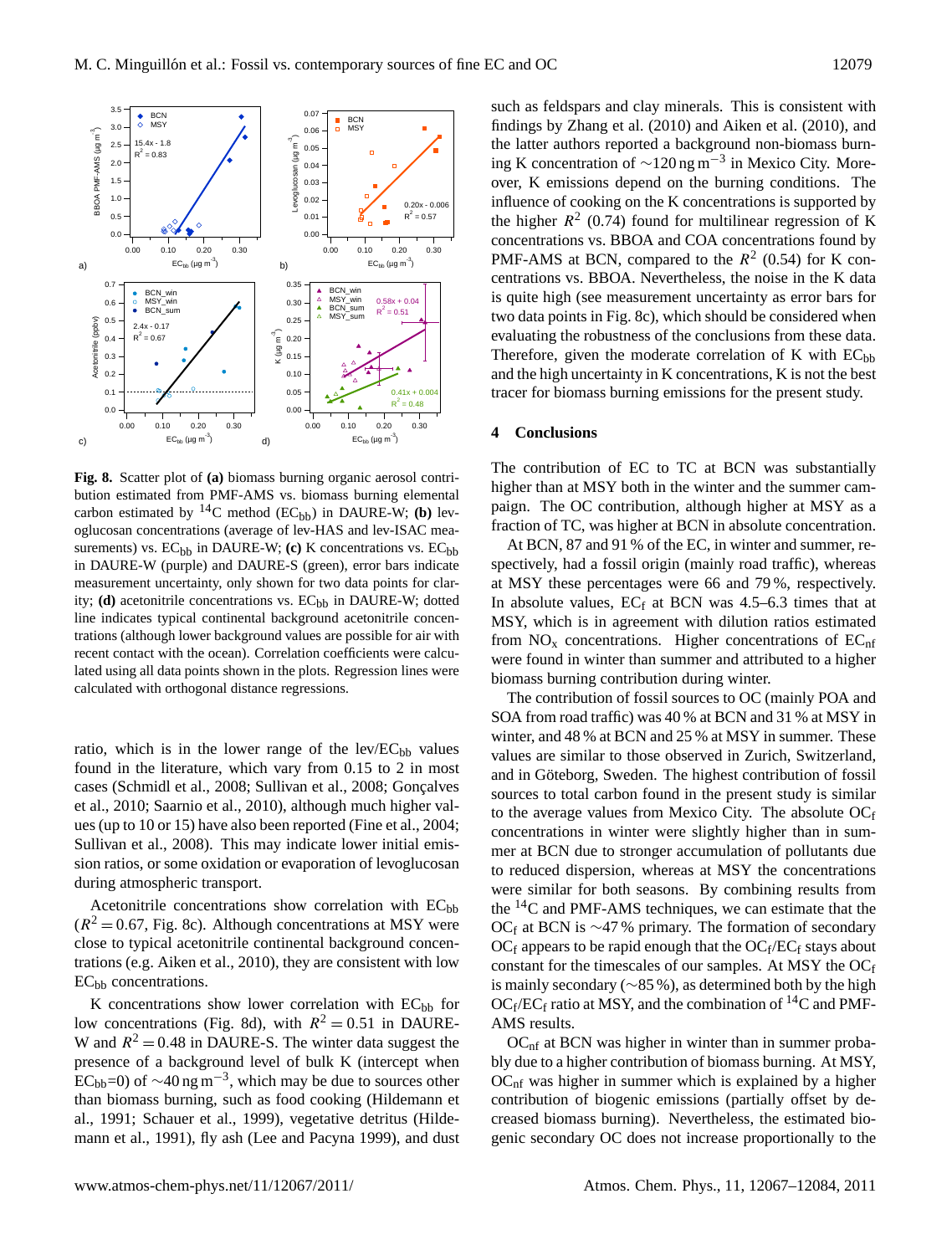**Fig. 8.** Scatter plot of **(a)** biomass burning organic aerosol contribution estimated from PMF-AMS vs. biomass burning elemental carbon estimated by $^{14}$C method ($EC_{bb}$) in DAURE-W; **(b)** levoglucosan concentrations (average of lev-HAS and lev-ISAC measurements) vs. $EC_{bb}$ in DAURE-W; **(c)** K concentrations vs. $EC_{bb}$ in DAURE-W (purple) and DAURE-S (green), error bars indicate measurement uncertainty, only shown for two data points for clarity; **(d)** acetonitrile concentrations vs. $EC_{bb}$ in DAURE-W; dotted line indicates typical continental background acetonitrile concentrations (although lower background values are possible for air with recent contact with the ocean). Correlation coefficients were calculated using all data points shown in the plots. Regression lines were calculated with orthogonal distance regressions.

ratio, which is in the lower range of the lev/$EC_{bb}$ values found in the literature, which vary from 0.15 to 2 in most cases (Schmidl et al., 2008; Sullivan et al., 2008; Gonçalves et al., 2010; Saarnio et al., 2010), although much higher values (up to 10 or 15) have also been reported (Fine et al., 2004; Sullivan et al., 2008). This may indicate lower initial emission ratios, or some oxidation or evaporation of levoglucosan during atmospheric transport.

Acetonitrile concentrations show correlation with $EC_{bb}$ ($R^2 = 0.67$, Fig. 8c). Although concentrations at MSY were close to typical acetonitrile continental background concentrations (e.g. Aiken et al., 2010), they are consistent with low $EC_{bb}$ concentrations.

K concentrations show lower correlation with $EC_{bb}$ for low concentrations (Fig. 8d), with $R^2 = 0.51$ in DAURE-W and $R^2 = 0.48$ in DAURE-S. The winter data suggest the presence of a background level of bulk K (intercept when $EC_{bb}$=0) of ~40 ng m$^{-3}$, which may be due to sources other than biomass burning, such as food cooking (Hildemann et al., 1991; Schauer et al., 1999), vegetative detritus (Hildemann et al., 1991), fly ash (Lee and Pacyna 1999), and dust such as feldspars and clay minerals. This is consistent with findings by Zhang et al. (2010) and Aiken et al. (2010), and the latter authors reported a background non-biomass burning K concentration of ~120 ng m$^{-3}$ in Mexico City. Moreover, K emissions depend on the burning conditions. The influence of cooking on the K concentrations is supported by the higher $R^2$ (0.74) found for multilinear regression of K concentrations vs. BBOA and COA concentrations found by PMF-AMS at BCN, compared to the $R^2$ (0.54) for K concentrations vs. BBOA. Nevertheless, the noise in the K data is quite high (see measurement uncertainty as error bars for two data points in Fig. 8c), which should be considered when evaluating the robustness of the conclusions from these data. Therefore, given the moderate correlation of K with $EC_{bb}$ and the high uncertainty in K concentrations, K is not the best tracer for biomass burning emissions for the present study.

## 4 Conclusions

The contribution of EC to TC at BCN was substantially higher than at MSY both in the winter and the summer campaign. The OC contribution, although higher at MSY as a fraction of TC, was higher at BCN in absolute concentration.

At BCN, 87 and 91 % of the EC, in winter and summer, respectively, had a fossil origin (mainly road traffic), whereas at MSY these percentages were 66 and 79 %, respectively. In absolute values, $EC_f$ at BCN was 4.5–6.3 times that at MSY, which is in agreement with dilution ratios estimated from $NO_x$ concentrations. Higher concentrations of $EC_{nf}$ were found in winter than summer and attributed to a higher biomass burning contribution during winter.

The contribution of fossil sources to OC (mainly POA and SOA from road traffic) was 40 % at BCN and 31 % at MSY in winter, and 48 % at BCN and 25 % at MSY in summer. These values are similar to those observed in Zurich, Switzerland, and in Göteborg, Sweden. The highest contribution of fossil sources to total carbon found in the present study is similar to the average values from Mexico City. The absolute $OC_f$ concentrations in winter were slightly higher than in summer at BCN due to stronger accumulation of pollutants due to reduced dispersion, whereas at MSY the concentrations were similar for both seasons. By combining results from the $^{14}$C and PMF-AMS techniques, we can estimate that the $OC_f$ at BCN is ~47 % primary. The formation of secondary $OC_f$ appears to be rapid enough that the $OC_f/EC_f$ stays about constant for the timescales of our samples. At MSY the $OC_f$ is mainly secondary (~85 %), as determined both by the high $OC_f/EC_f$ ratio at MSY, and the combination of $^{14}$C and PMF-AMS results.

$OC_{nf}$ at BCN was higher in winter than in summer probably due to a higher contribution of biomass burning. At MSY, $OC_{nf}$ was higher in summer which is explained by a higher contribution of biogenic emissions (partially offset by decreased biomass burning). Nevertheless, the estimated biogenic secondary OC does not increase proportionally to the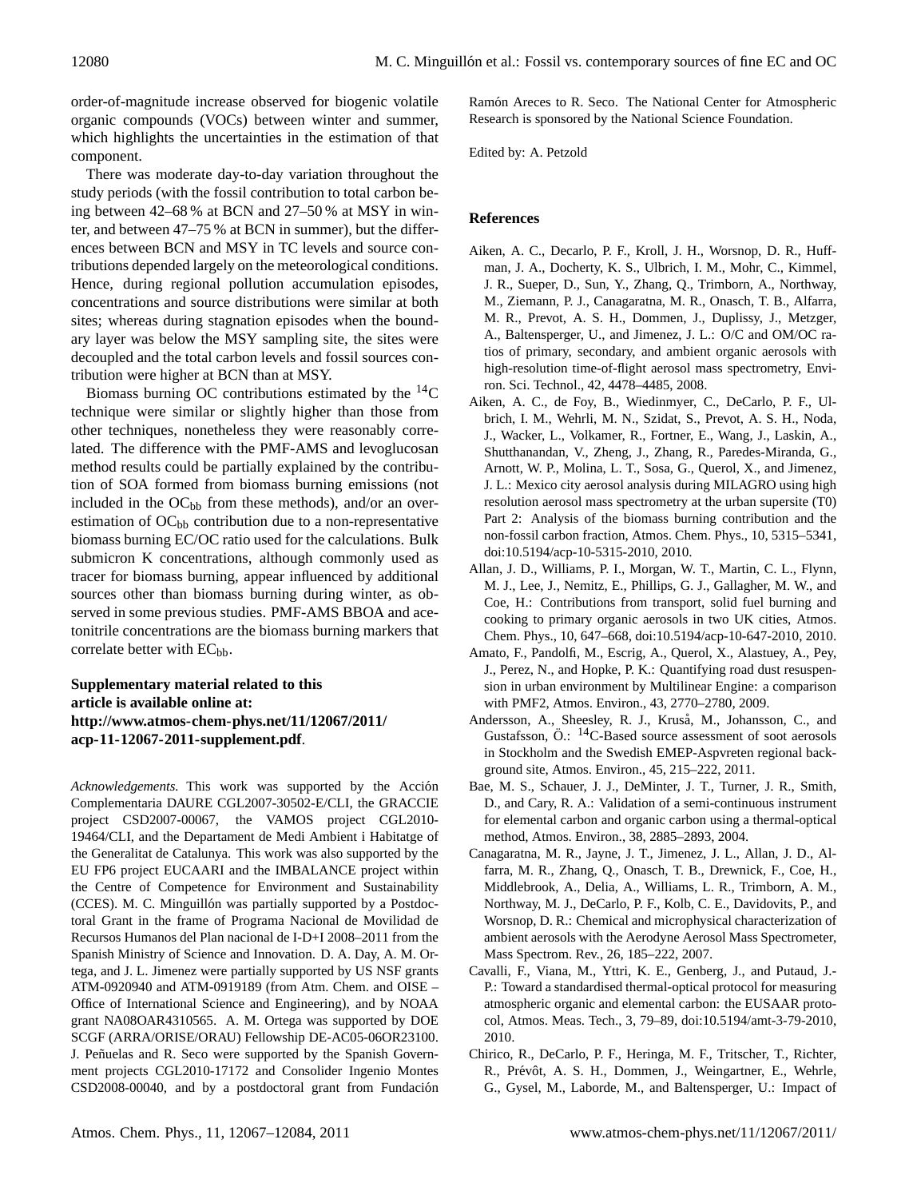order-of-magnitude increase observed for biogenic volatile organic compounds (VOCs) between winter and summer, which highlights the uncertainties in the estimation of that component.

There was moderate day-to-day variation throughout the study periods (with the fossil contribution to total carbon being between 42–68 % at BCN and 27–50 % at MSY in winter, and between 47–75 % at BCN in summer), but the differences between BCN and MSY in TC levels and source contributions depended largely on the meteorological conditions. Hence, during regional pollution accumulation episodes, concentrations and source distributions were similar at both sites; whereas during stagnation episodes when the boundary layer was below the MSY sampling site, the sites were decoupled and the total carbon levels and fossil sources contribution were higher at BCN than at MSY.

Biomass burning OC contributions estimated by the $^{14}C$ technique were similar or slightly higher than those from other techniques, nonetheless they were reasonably correlated. The difference with the PMF-AMS and levoglucosan method results could be partially explained by the contribution of SOA formed from biomass burning emissions (not included in the $OC_{bb}$ from these methods), and/or an overestimation of $OC_{bb}$ contribution due to a non-representative biomass burning EC/OC ratio used for the calculations. Bulk submicron K concentrations, although commonly used as tracer for biomass burning, appear influenced by additional sources other than biomass burning during winter, as observed in some previous studies. PMF-AMS BBOA and acetonitrile concentrations are the biomass burning markers that correlate better with $EC_{bb}$.

**Supplementary material related to this article is available online at: http://www.atmos-chem-phys.net/11/12067/2011/acp-11-12067-2011-supplement.pdf.**

*Acknowledgements.* This work was supported by the Acción Complementaria DAURE CGL2007-30502-E/CLI, the GRACCIE project CSD2007-00067, the VAMOS project CGL2010-19464/CLI, and the Departament de Medi Ambient i Habitatge of the Generalitat de Catalunya. This work was also supported by the EU FP6 project EUCAARI and the IMBALANCE project within the Centre of Competence for Environment and Sustainability (CCES). M. C. Minguillón was partially supported by a Postdoctoral Grant in the frame of Programa Nacional de Movilidad de Recursos Humanos del Plan nacional de I-D+I 2008–2011 from the Spanish Ministry of Science and Innovation. D. A. Day, A. M. Ortega, and J. L. Jimenez were partially supported by US NSF grants ATM-0920940 and ATM-0919189 (from Atm. Chem. and OISE – Office of International Science and Engineering), and by NOAA grant NA08OAR4310565. A. M. Ortega was supported by DOE SCGF (ARRA/ORISE/ORAU) Fellowship DE-AC05-06OR23100. J. Peñuelas and R. Seco were supported by the Spanish Government projects CGL2010-17172 and Consolider Ingenio Montes CSD2008-00040, and by a postdoctoral grant from Fundación Ramón Areces to R. Seco. The National Center for Atmospheric Research is sponsored by the National Science Foundation.

Edited by: A. Petzold

## References

Aiken, A. C., Decarlo, P. F., Kroll, J. H., Worsnop, D. R., Huffman, J. A., Docherty, K. S., Ulbrich, I. M., Mohr, C., Kimmel, J. R., Sueper, D., Sun, Y., Zhang, Q., Trimborn, A., Northway, M., Ziemann, P. J., Canagaratna, M. R., Onasch, T. B., Alfarra, M. R., Prevot, A. S. H., Dommen, J., Duplissy, J., Metzger, A., Baltensperger, U., and Jimenez, J. L.: O/C and OM/OC ratios of primary, secondary, and ambient organic aerosols with high-resolution time-of-flight aerosol mass spectrometry, Environ. Sci. Technol., 42, 4478–4485, 2008.

Aiken, A. C., de Foy, B., Wiedinmyer, C., DeCarlo, P. F., Ulbrich, I. M., Wehrli, M. N., Szidat, S., Prevot, A. S. H., Noda, J., Wacker, L., Volkamer, R., Fortner, E., Wang, J., Laskin, A., Shutthanandan, V., Zheng, J., Zhang, R., Paredes-Miranda, G., Arnott, W. P., Molina, L. T., Sosa, G., Querol, X., and Jimenez, J. L.: Mexico city aerosol analysis during MILAGRO using high resolution aerosol mass spectrometry at the urban supersite (T0) Part 2: Analysis of the biomass burning contribution and the non-fossil carbon fraction, Atmos. Chem. Phys., 10, 5315–5341, doi:10.5194/acp-10-5315-2010, 2010.

Allan, J. D., Williams, P. I., Morgan, W. T., Martin, C. L., Flynn, M. J., Lee, J., Nemitz, E., Phillips, G. J., Gallagher, M. W., and Coe, H.: Contributions from transport, solid fuel burning and cooking to primary organic aerosols in two UK cities, Atmos. Chem. Phys., 10, 647–668, doi:10.5194/acp-10-647-2010, 2010.

Amato, F., Pandolfi, M., Escrig, A., Querol, X., Alastuey, A., Pey, J., Perez, N., and Hopke, P. K.: Quantifying road dust resuspension in urban environment by Multilinear Engine: a comparison with PMF2, Atmos. Environ., 43, 2770–2780, 2009.

Andersson, A., Sheesley, R. J., Kruså, M., Johansson, C., and Gustafsson, Ö.: $^{14}C$-Based source assessment of soot aerosols in Stockholm and the Swedish EMEP-Aspvreten regional background site, Atmos. Environ., 45, 215–222, 2011.

Bae, M. S., Schauer, J. J., DeMinter, J. T., Turner, J. R., Smith, D., and Cary, R. A.: Validation of a semi-continuous instrument for elemental carbon and organic carbon using a thermal-optical method, Atmos. Environ., 38, 2885–2893, 2004.

Canagaratna, M. R., Jayne, J. T., Jimenez, J. L., Allan, J. D., Alfarra, M. R., Zhang, Q., Onasch, T. B., Drewnick, F., Coe, H., Middlebrook, A., Delia, A., Williams, L. R., Trimborn, A. M., Northway, M. J., DeCarlo, P. F., Kolb, C. E., Davidovits, P., and Worsnop, D. R.: Chemical and microphysical characterization of ambient aerosols with the Aerodyne Aerosol Mass Spectrometer, Mass Spectrom. Rev., 26, 185–222, 2007.

Cavalli, F., Viana, M., Yttri, K. E., Genberg, J., and Putaud, J.-P.: Toward a standardised thermal-optical protocol for measuring atmospheric organic and elemental carbon: the EUSAAR protocol, Atmos. Meas. Tech., 3, 79–89, doi:10.5194/amt-3-79-2010, 2010.

Chirico, R., DeCarlo, P. F., Heringa, M. F., Tritscher, T., Richter, R., Prévôt, A. S. H., Dommen, J., Weingartner, E., Wehrle, G., Gysel, M., Laborde, M., and Baltensperger, U.: Impact of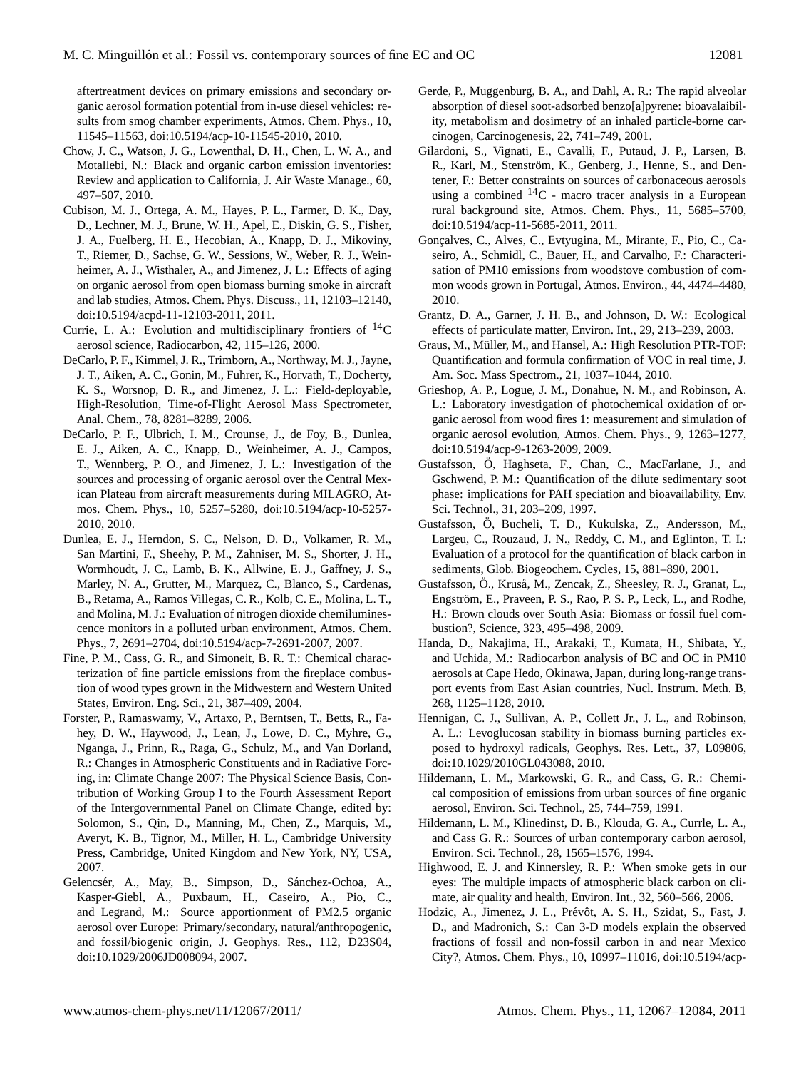aftertreatment devices on primary emissions and secondary organic aerosol formation potential from in-use diesel vehicles: results from smog chamber experiments, Atmos. Chem. Phys., 10, 11545–11563, doi:10.5194/acp-10-11545-2010, 2010.

Chow, J. C., Watson, J. G., Lowenthal, D. H., Chen, L. W. A., and Motallebi, N.: Black and organic carbon emission inventories: Review and application to California, J. Air Waste Manage., 60, 497–507, 2010.

Cubison, M. J., Ortega, A. M., Hayes, P. L., Farmer, D. K., Day, D., Lechner, M. J., Brune, W. H., Apel, E., Diskin, G. S., Fisher, J. A., Fuelberg, H. E., Hecobian, A., Knapp, D. J., Mikoviny, T., Riemer, D., Sachse, G. W., Sessions, W., Weber, R. J., Weinheimer, A. J., Wisthaler, A., and Jimenez, J. L.: Effects of aging on organic aerosol from open biomass burning smoke in aircraft and lab studies, Atmos. Chem. Phys. Discuss., 11, 12103–12140, doi:10.5194/acpd-11-12103-2011, 2011.

Currie, L. A.: Evolution and multidisciplinary frontiers of $^{14}$C aerosol science, Radiocarbon, 42, 115–126, 2000.

DeCarlo, P. F., Kimmel, J. R., Trimborn, A., Northway, M. J., Jayne, J. T., Aiken, A. C., Gonin, M., Fuhrer, K., Horvath, T., Docherty, K. S., Worsnop, D. R., and Jimenez, J. L.: Field-deployable, High-Resolution, Time-of-Flight Aerosol Mass Spectrometer, Anal. Chem., 78, 8281–8289, 2006.

DeCarlo, P. F., Ulbrich, I. M., Crounse, J., de Foy, B., Dunlea, E. J., Aiken, A. C., Knapp, D., Weinheimer, A. J., Campos, T., Wennberg, P. O., and Jimenez, J. L.: Investigation of the sources and processing of organic aerosol over the Central Mexican Plateau from aircraft measurements during MILAGRO, Atmos. Chem. Phys., 10, 5257–5280, doi:10.5194/acp-10-5257-2010, 2010.

Dunlea, E. J., Herndon, S. C., Nelson, D. D., Volkamer, R. M., San Martini, F., Sheehy, P. M., Zahniser, M. S., Shorter, J. H., Wormhoudt, J. C., Lamb, B. K., Allwine, E. J., Gaffney, J. S., Marley, N. A., Grutter, M., Marquez, C., Blanco, S., Cardenas, B., Retama, A., Ramos Villegas, C. R., Kolb, C. E., Molina, L. T., and Molina, M. J.: Evaluation of nitrogen dioxide chemiluminescence monitors in a polluted urban environment, Atmos. Chem. Phys., 7, 2691–2704, doi:10.5194/acp-7-2691-2007, 2007.

Fine, P. M., Cass, G. R., and Simoneit, B. R. T.: Chemical characterization of fine particle emissions from the fireplace combustion of wood types grown in the Midwestern and Western United States, Environ. Eng. Sci., 21, 387–409, 2004.

Forster, P., Ramaswamy, V., Artaxo, P., Berntsen, T., Betts, R., Fahey, D. W., Haywood, J., Lean, J., Lowe, D. C., Myhre, G., Nganga, J., Prinn, R., Raga, G., Schulz, M., and Van Dorland, R.: Changes in Atmospheric Constituents and in Radiative Forcing, in: Climate Change 2007: The Physical Science Basis, Contribution of Working Group I to the Fourth Assessment Report of the Intergovernmental Panel on Climate Change, edited by: Solomon, S., Qin, D., Manning, M., Chen, Z., Marquis, M., Averyt, K. B., Tignor, M., Miller, H. L., Cambridge University Press, Cambridge, United Kingdom and New York, NY, USA, 2007.

Gelencsér, A., May, B., Simpson, D., Sánchez-Ochoa, A., Kasper-Giebl, A., Puxbaum, H., Caseiro, A., Pio, C., and Legrand, M.: Source apportionment of PM2.5 organic aerosol over Europe: Primary/secondary, natural/anthropogenic, and fossil/biogenic origin, J. Geophys. Res., 112, D23S04, doi:10.1029/2006JD008094, 2007.

Gerde, P., Muggenburg, B. A., and Dahl, A. R.: The rapid alveolar absorption of diesel soot-adsorbed benzo[a]pyrene: bioavalaibility, metabolism and dosimetry of an inhaled particle-borne carcinogen, Carcinogenesis, 22, 741–749, 2001.

Gilardoni, S., Vignati, E., Cavalli, F., Putaud, J. P., Larsen, B. R., Karl, M., Stenström, K., Genberg, J., Henne, S., and Dentener, F.: Better constraints on sources of carbonaceous aerosols using a combined $^{14}$C - macro tracer analysis in a European rural background site, Atmos. Chem. Phys., 11, 5685–5700, doi:10.5194/acp-11-5685-2011, 2011.

Gonçalves, C., Alves, C., Evtyugina, M., Mirante, F., Pio, C., Caseiro, A., Schmidl, C., Bauer, H., and Carvalho, F.: Characterisation of PM10 emissions from woodstove combustion of common woods grown in Portugal, Atmos. Environ., 44, 4474–4480, 2010.

Grantz, D. A., Garner, J. H. B., and Johnson, D. W.: Ecological effects of particulate matter, Environ. Int., 29, 213–239, 2003.

Graus, M., Müller, M., and Hansel, A.: High Resolution PTR-TOF: Quantification and formula confirmation of VOC in real time, J. Am. Soc. Mass Spectrom., 21, 1037–1044, 2010.

Grieshop, A. P., Logue, J. M., Donahue, N. M., and Robinson, A. L.: Laboratory investigation of photochemical oxidation of organic aerosol from wood fires 1: measurement and simulation of organic aerosol evolution, Atmos. Chem. Phys., 9, 1263–1277, doi:10.5194/acp-9-1263-2009, 2009.

Gustafsson, Ö., Haghseta, F., Chan, C., MacFarlane, J., and Gschwend, P. M.: Quantification of the dilute sedimentary soot phase: implications for PAH speciation and bioavailability, Env. Sci. Technol., 31, 203–209, 1997.

Gustafsson, Ö., Bucheli, T. D., Kukulska, Z., Andersson, M., Largeu, C., Rouzaud, J. N., Reddy, C. M., and Eglinton, T. I.: Evaluation of a protocol for the quantification of black carbon in sediments, Glob. Biogeochem. Cycles, 15, 881–890, 2001.

Gustafsson, Ö., Kruså, M., Zencak, Z., Sheesley, R. J., Granat, L., Engström, E., Praveen, P. S., Rao, P. S. P., Leck, L., and Rodhe, H.: Brown clouds over South Asia: Biomass or fossil fuel combustion?, Science, 323, 495–498, 2009.

Handa, D., Nakajima, H., Arakaki, T., Kumata, H., Shibata, Y., and Uchida, M.: Radiocarbon analysis of BC and OC in PM10 aerosols at Cape Hedo, Okinawa, Japan, during long-range transport events from East Asian countries, Nucl. Instrum. Meth. B, 268, 1125–1128, 2010.

Hennigan, C. J., Sullivan, A. P., Collett Jr., J. L., and Robinson, A. L.: Levoglucosan stability in biomass burning particles exposed to hydroxyl radicals, Geophys. Res. Lett., 37, L09806, doi:10.1029/2010GL043088, 2010.

Hildemann, L. M., Markowski, G. R., and Cass, G. R.: Chemical composition of emissions from urban sources of fine organic aerosol, Environ. Sci. Technol., 25, 744–759, 1991.

Hildemann, L. M., Klinedinst, D. B., Klouda, G. A., Currle, L. A., and Cass G. R.: Sources of urban contemporary carbon aerosol, Environ. Sci. Technol., 28, 1565–1576, 1994.

Highwood, E. J. and Kinnersley, R. P.: When smoke gets in our eyes: The multiple impacts of atmospheric black carbon on climate, air quality and health, Environ. Int., 32, 560–566, 2006.

Hodzic, A., Jimenez, J. L., Prévôt, A. S. H., Szidat, S., Fast, J. D., and Madronich, S.: Can 3-D models explain the observed fractions of fossil and non-fossil carbon in and near Mexico City?, Atmos. Chem. Phys., 10, 10997–11016, doi:10.5194/acp-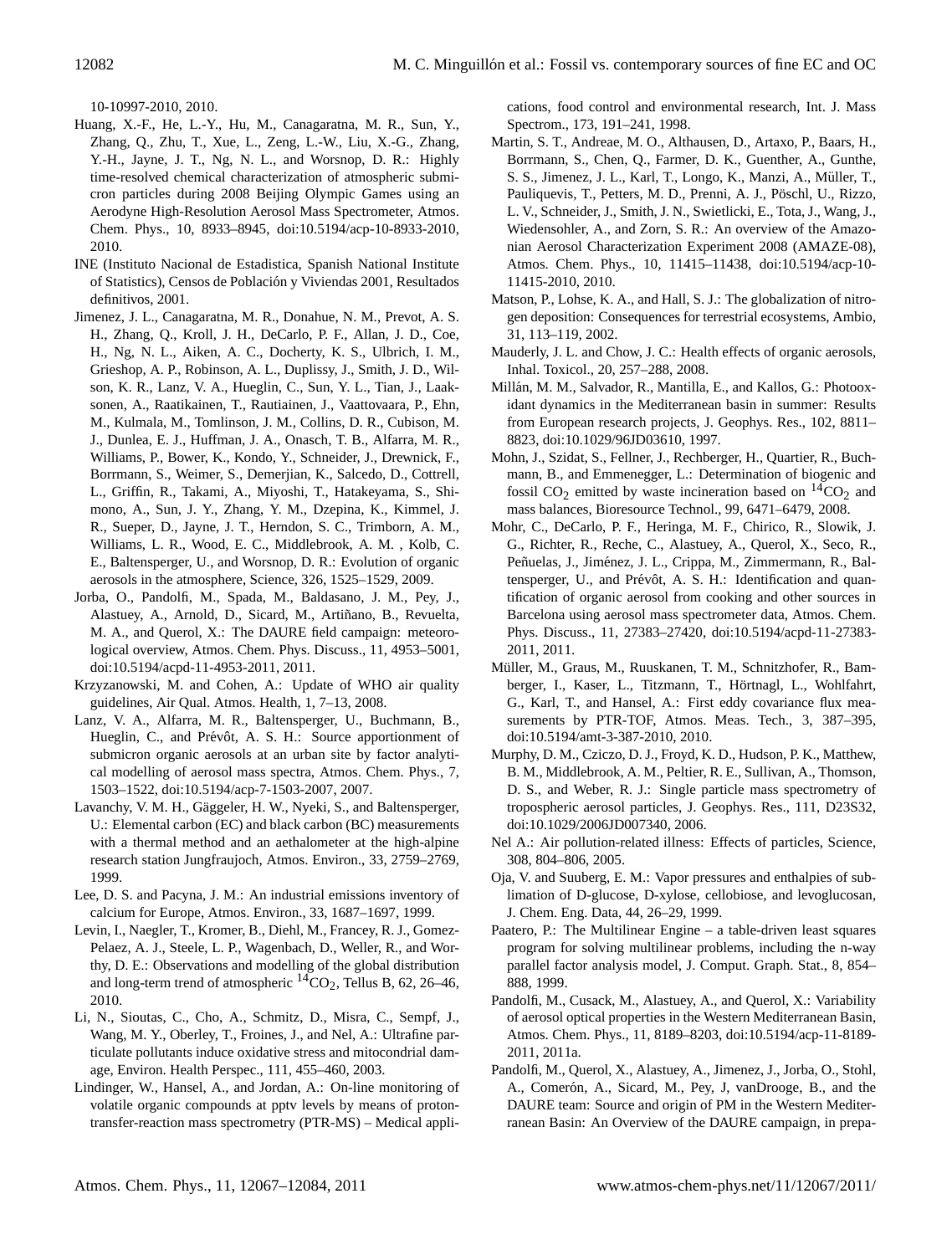10-10997-2010, 2010.

Huang, X.-F., He, L.-Y., Hu, M., Canagaratna, M. R., Sun, Y., Zhang, Q., Zhu, T., Xue, L., Zeng, L.-W., Liu, X.-G., Zhang, Y.-H., Jayne, J. T., Ng, N. L., and Worsnop, D. R.: Highly time-resolved chemical characterization of atmospheric submicron particles during 2008 Beijing Olympic Games using an Aerodyne High-Resolution Aerosol Mass Spectrometer, Atmos. Chem. Phys., 10, 8933–8945, doi:10.5194/acp-10-8933-2010, 2010.

INE (Instituto Nacional de Estadistica, Spanish National Institute of Statistics), Censos de Población y Viviendas 2001, Resultados definitivos, 2001.

Jimenez, J. L., Canagaratna, M. R., Donahue, N. M., Prevot, A. S. H., Zhang, Q., Kroll, J. H., DeCarlo, P. F., Allan, J. D., Coe, H., Ng, N. L., Aiken, A. C., Docherty, K. S., Ulbrich, I. M., Grieshop, A. P., Robinson, A. L., Duplissy, J., Smith, J. D., Wilson, K. R., Lanz, V. A., Hueglin, C., Sun, Y. L., Tian, J., Laaksonen, A., Raatikainen, T., Rautiainen, J., Vaattovaara, P., Ehn, M., Kulmala, M., Tomlinson, J. M., Collins, D. R., Cubison, M. J., Dunlea, E. J., Huffman, J. A., Onasch, T. B., Alfarra, M. R., Williams, P., Bower, K., Kondo, Y., Schneider, J., Drewnick, F., Borrmann, S., Weimer, S., Demerjian, K., Salcedo, D., Cottrell, L., Griffin, R., Takami, A., Miyoshi, T., Hatakeyama, S., Shimono, A., Sun, J. Y., Zhang, Y. M., Dzepina, K., Kimmel, J. R., Sueper, D., Jayne, J. T., Herndon, S. C., Trimborn, A. M., Williams, L. R., Wood, E. C., Middlebrook, A. M. , Kolb, C. E., Baltensperger, U., and Worsnop, D. R.: Evolution of organic aerosols in the atmosphere, Science, 326, 1525–1529, 2009.

Jorba, O., Pandolfi, M., Spada, M., Baldasano, J. M., Pey, J., Alastuey, A., Arnold, D., Sicard, M., Artiñano, B., Revuelta, M. A., and Querol, X.: The DAURE field campaign: meteorological overview, Atmos. Chem. Phys. Discuss., 11, 4953–5001, doi:10.5194/acpd-11-4953-2011, 2011.

Krzyzanowski, M. and Cohen, A.: Update of WHO air quality guidelines, Air Qual. Atmos. Health, 1, 7–13, 2008.

Lanz, V. A., Alfarra, M. R., Baltensperger, U., Buchmann, B., Hueglin, C., and Prévôt, A. S. H.: Source apportionment of submicron organic aerosols at an urban site by factor analytical modelling of aerosol mass spectra, Atmos. Chem. Phys., 7, 1503–1522, doi:10.5194/acp-7-1503-2007, 2007.

Lavanchy, V. M. H., Gäggeler, H. W., Nyeki, S., and Baltensperger, U.: Elemental carbon (EC) and black carbon (BC) measurements with a thermal method and an aethalometer at the high-alpine research station Jungfraujoch, Atmos. Environ., 33, 2759–2769, 1999.

Lee, D. S. and Pacyna, J. M.: An industrial emissions inventory of calcium for Europe, Atmos. Environ., 33, 1687–1697, 1999.

Levin, I., Naegler, T., Kromer, B., Diehl, M., Francey, R. J., Gomez-Pelaez, A. J., Steele, L. P., Wagenbach, D., Weller, R., and Worthy, D. E.: Observations and modelling of the global distribution and long-term trend of atmospheric $^{14}CO_2$, Tellus B, 62, 26–46, 2010.

Li, N., Sioutas, C., Cho, A., Schmitz, D., Misra, C., Sempf, J., Wang, M. Y., Oberley, T., Froines, J., and Nel, A.: Ultrafine particulate pollutants induce oxidative stress and mitocondrial damage, Environ. Health Perspec., 111, 455–460, 2003.

Lindinger, W., Hansel, A., and Jordan, A.: On-line monitoring of volatile organic compounds at pptv levels by means of proton-transfer-reaction mass spectrometry (PTR-MS) – Medical applications, food control and environmental research, Int. J. Mass Spectrom., 173, 191–241, 1998.

Martin, S. T., Andreae, M. O., Althausen, D., Artaxo, P., Baars, H., Borrmann, S., Chen, Q., Farmer, D. K., Guenther, A., Gunthe, S. S., Jimenez, J. L., Karl, T., Longo, K., Manzi, A., Müller, T., Pauliquevis, T., Petters, M. D., Prenni, A. J., Pöschl, U., Rizzo, L. V., Schneider, J., Smith, J. N., Swietlicki, E., Tota, J., Wang, J., Wiedensohler, A., and Zorn, S. R.: An overview of the Amazonian Aerosol Characterization Experiment 2008 (AMAZE-08), Atmos. Chem. Phys., 10, 11415–11438, doi:10.5194/acp-10-11415-2010, 2010.

Matson, P., Lohse, K. A., and Hall, S. J.: The globalization of nitrogen deposition: Consequences for terrestrial ecosystems, Ambio, 31, 113–119, 2002.

Mauderly, J. L. and Chow, J. C.: Health effects of organic aerosols, Inhal. Toxicol., 20, 257–288, 2008.

Millán, M. M., Salvador, R., Mantilla, E., and Kallos, G.: Photooxidant dynamics in the Mediterranean basin in summer: Results from European research projects, J. Geophys. Res., 102, 8811–8823, doi:10.1029/96JD03610, 1997.

Mohn, J., Szidat, S., Fellner, J., Rechberger, H., Quartier, R., Buchmann, B., and Emmenegger, L.: Determination of biogenic and fossil $CO_2$ emitted by waste incineration based on $^{14}CO_2$ and mass balances, Bioresource Technol., 99, 6471–6479, 2008.

Mohr, C., DeCarlo, P. F., Heringa, M. F., Chirico, R., Slowik, J. G., Richter, R., Reche, C., Alastuey, A., Querol, X., Seco, R., Peñuelas, J., Jiménez, J. L., Crippa, M., Zimmermann, R., Baltensperger, U., and Prévôt, A. S. H.: Identification and quantification of organic aerosol from cooking and other sources in Barcelona using aerosol mass spectrometer data, Atmos. Chem. Phys. Discuss., 11, 27383–27420, doi:10.5194/acpd-11-27383-2011, 2011.

Müller, M., Graus, M., Ruuskanen, T. M., Schnitzhofer, R., Bamberger, I., Kaser, L., Titzmann, T., Hörtnagl, L., Wohlfahrt, G., Karl, T., and Hansel, A.: First eddy covariance flux measurements by PTR-TOF, Atmos. Meas. Tech., 3, 387–395, doi:10.5194/amt-3-387-2010, 2010.

Murphy, D. M., Cziczo, D. J., Froyd, K. D., Hudson, P. K., Matthew, B. M., Middlebrook, A. M., Peltier, R. E., Sullivan, A., Thomson, D. S., and Weber, R. J.: Single particle mass spectrometry of tropospheric aerosol particles, J. Geophys. Res., 111, D23S32, doi:10.1029/2006JD007340, 2006.

Nel A.: Air pollution-related illness: Effects of particles, Science, 308, 804–806, 2005.

Oja, V. and Suuberg, E. M.: Vapor pressures and enthalpies of sublimation of D-glucose, D-xylose, cellobiose, and levoglucosan, J. Chem. Eng. Data, 44, 26–29, 1999.

Paatero, P.: The Multilinear Engine – a table-driven least squares program for solving multilinear problems, including the n-way parallel factor analysis model, J. Comput. Graph. Stat., 8, 854–888, 1999.

Pandolfi, M., Cusack, M., Alastuey, A., and Querol, X.: Variability of aerosol optical properties in the Western Mediterranean Basin, Atmos. Chem. Phys., 11, 8189–8203, doi:10.5194/acp-11-8189-2011, 2011a.

Pandolfi, M., Querol, X., Alastuey, A., Jimenez, J., Jorba, O., Stohl, A., Comerón, A., Sicard, M., Pey, J, vanDrooge, B., and the DAURE team: Source and origin of PM in the Western Mediterranean Basin: An Overview of the DAURE campaign, in prepa-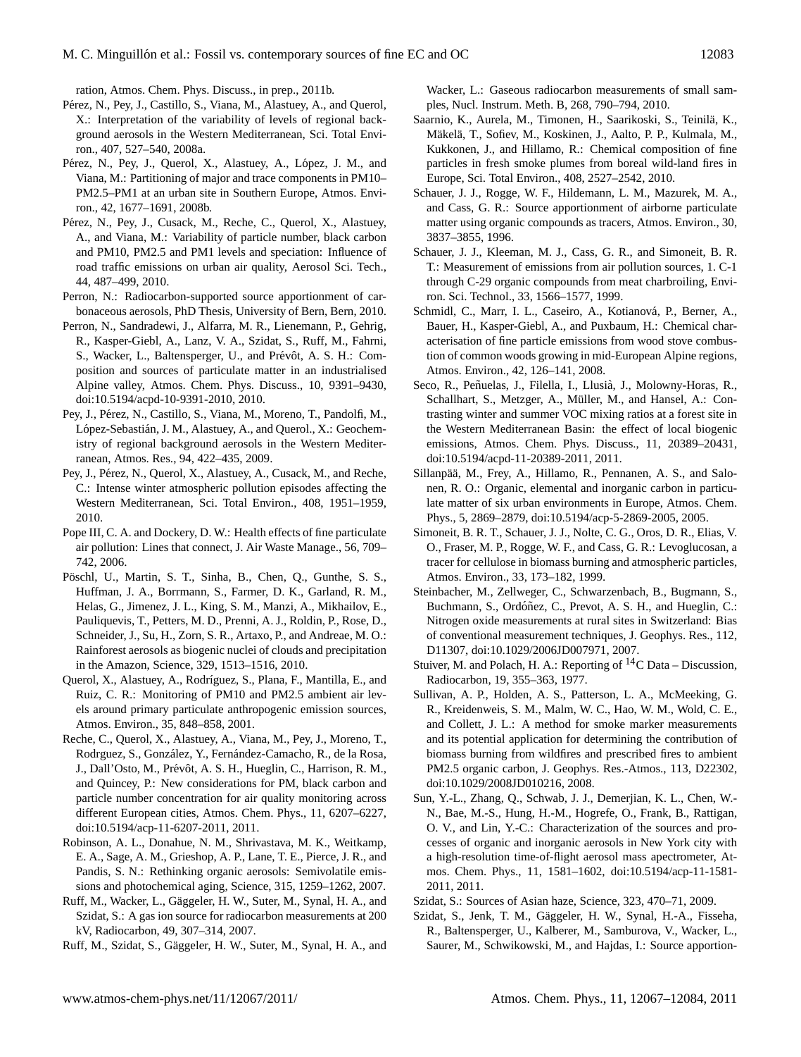ration, Atmos. Chem. Phys. Discuss., in prep., 2011b.

Pérez, N., Pey, J., Castillo, S., Viana, M., Alastuey, A., and Querol, X.: Interpretation of the variability of levels of regional background aerosols in the Western Mediterranean, Sci. Total Environ., 407, 527–540, 2008a.

Pérez, N., Pey, J., Querol, X., Alastuey, A., López, J. M., and Viana, M.: Partitioning of major and trace components in PM10–PM2.5–PM1 at an urban site in Southern Europe, Atmos. Environ., 42, 1677–1691, 2008b.

Pérez, N., Pey, J., Cusack, M., Reche, C., Querol, X., Alastuey, A., and Viana, M.: Variability of particle number, black carbon and PM10, PM2.5 and PM1 levels and speciation: Influence of road traffic emissions on urban air quality, Aerosol Sci. Tech., 44, 487–499, 2010.

Perron, N.: Radiocarbon-supported source apportionment of carbonaceous aerosols, PhD Thesis, University of Bern, Bern, 2010.

Perron, N., Sandradewi, J., Alfarra, M. R., Lienemann, P., Gehrig, R., Kasper-Giebl, A., Lanz, V. A., Szidat, S., Ruff, M., Fahrni, S., Wacker, L., Baltensperger, U., and Prévôt, A. S. H.: Composition and sources of particulate matter in an industrialised Alpine valley, Atmos. Chem. Phys. Discuss., 10, 9391–9430, doi:10.5194/acpd-10-9391-2010, 2010.

Pey, J., Pérez, N., Castillo, S., Viana, M., Moreno, T., Pandolfi, M., López-Sebastián, J. M., Alastuey, A., and Querol., X.: Geochemistry of regional background aerosols in the Western Mediterranean, Atmos. Res., 94, 422–435, 2009.

Pey, J., Pérez, N., Querol, X., Alastuey, A., Cusack, M., and Reche, C.: Intense winter atmospheric pollution episodes affecting the Western Mediterranean, Sci. Total Environ., 408, 1951–1959, 2010.

Pope III, C. A. and Dockery, D. W.: Health effects of fine particulate air pollution: Lines that connect, J. Air Waste Manage., 56, 709–742, 2006.

Pöschl, U., Martin, S. T., Sinha, B., Chen, Q., Gunthe, S. S., Huffman, J. A., Borrmann, S., Farmer, D. K., Garland, R. M., Helas, G., Jimenez, J. L., King, S. M., Manzi, A., Mikhailov, E., Pauliquevis, T., Petters, M. D., Prenni, A. J., Roldin, P., Rose, D., Schneider, J., Su, H., Zorn, S. R., Artaxo, P., and Andreae, M. O.: Rainforest aerosols as biogenic nuclei of clouds and precipitation in the Amazon, Science, 329, 1513–1516, 2010.

Querol, X., Alastuey, A., Rodríguez, S., Plana, F., Mantilla, E., and Ruiz, C. R.: Monitoring of PM10 and PM2.5 ambient air levels around primary particulate anthropogenic emission sources, Atmos. Environ., 35, 848–858, 2001.

Reche, C., Querol, X., Alastuey, A., Viana, M., Pey, J., Moreno, T., Rodrguez, S., González, Y., Fernández-Camacho, R., de la Rosa, J., Dall'Osto, M., Prévôt, A. S. H., Hueglin, C., Harrison, R. M., and Quincey, P.: New considerations for PM, black carbon and particle number concentration for air quality monitoring across different European cities, Atmos. Chem. Phys., 11, 6207–6227, doi:10.5194/acp-11-6207-2011, 2011.

Robinson, A. L., Donahue, N. M., Shrivastava, M. K., Weitkamp, E. A., Sage, A. M., Grieshop, A. P., Lane, T. E., Pierce, J. R., and Pandis, S. N.: Rethinking organic aerosols: Semivolatile emissions and photochemical aging, Science, 315, 1259–1262, 2007.

Ruff, M., Wacker, L., Gäggeler, H. W., Suter, M., Synal, H. A., and Szidat, S.: A gas ion source for radiocarbon measurements at 200 kV, Radiocarbon, 49, 307–314, 2007.

Ruff, M., Szidat, S., Gäggeler, H. W., Suter, M., Synal, H. A., and Wacker, L.: Gaseous radiocarbon measurements of small samples, Nucl. Instrum. Meth. B, 268, 790–794, 2010.

Saarnio, K., Aurela, M., Timonen, H., Saarikoski, S., Teinilä, K., Mäkelä, T., Sofiev, M., Koskinen, J., Aalto, P. P., Kulmala, M., Kukkonen, J., and Hillamo, R.: Chemical composition of fine particles in fresh smoke plumes from boreal wild-land fires in Europe, Sci. Total Environ., 408, 2527–2542, 2010.

Schauer, J. J., Rogge, W. F., Hildemann, L. M., Mazurek, M. A., and Cass, G. R.: Source apportionment of airborne particulate matter using organic compounds as tracers, Atmos. Environ., 30, 3837–3855, 1996.

Schauer, J. J., Kleeman, M. J., Cass, G. R., and Simoneit, B. R. T.: Measurement of emissions from air pollution sources, 1. C-1 through C-29 organic compounds from meat charbroiling, Environ. Sci. Technol., 33, 1566–1577, 1999.

Schmidl, C., Marr, I. L., Caseiro, A., Kotianová, P., Berner, A., Bauer, H., Kasper-Giebl, A., and Puxbaum, H.: Chemical characterisation of fine particle emissions from wood stove combustion of common woods growing in mid-European Alpine regions, Atmos. Environ., 42, 126–141, 2008.

Seco, R., Peñuelas, J., Filella, I., Llusià, J., Molowny-Horas, R., Schallhart, S., Metzger, A., Müller, M., and Hansel, A.: Contrasting winter and summer VOC mixing ratios at a forest site in the Western Mediterranean Basin: the effect of local biogenic emissions, Atmos. Chem. Phys. Discuss., 11, 20389–20431, doi:10.5194/acpd-11-20389-2011, 2011.

Sillanpää, M., Frey, A., Hillamo, R., Pennanen, A. S., and Salonen, R. O.: Organic, elemental and inorganic carbon in particulate matter of six urban environments in Europe, Atmos. Chem. Phys., 5, 2869–2879, doi:10.5194/acp-5-2869-2005, 2005.

Simoneit, B. R. T., Schauer, J. J., Nolte, C. G., Oros, D. R., Elias, V. O., Fraser, M. P., Rogge, W. F., and Cass, G. R.: Levoglucosan, a tracer for cellulose in biomass burning and atmospheric particles, Atmos. Environ., 33, 173–182, 1999.

Steinbacher, M., Zellweger, C., Schwarzenbach, B., Bugmann, S., Buchmann, S., Ordóñez, C., Prevot, A. S. H., and Hueglin, C.: Nitrogen oxide measurements at rural sites in Switzerland: Bias of conventional measurement techniques, J. Geophys. Res., 112, D11307, doi:10.1029/2006JD007971, 2007.

Stuiver, M. and Polach, H. A.: Reporting of $^{14}$C Data – Discussion, Radiocarbon, 19, 355–363, 1977.

Sullivan, A. P., Holden, A. S., Patterson, L. A., McMeeking, G. R., Kreidenweis, S. M., Malm, W. C., Hao, W. M., Wold, C. E., and Collett, J. L.: A method for smoke marker measurements and its potential application for determining the contribution of biomass burning from wildfires and prescribed fires to ambient PM2.5 organic carbon, J. Geophys. Res.-Atmos., 113, D22302, doi:10.1029/2008JD010216, 2008.

Sun, Y.-L., Zhang, Q., Schwab, J. J., Demerjian, K. L., Chen, W.-N., Bae, M.-S., Hung, H.-M., Hogrefe, O., Frank, B., Rattigan, O. V., and Lin, Y.-C.: Characterization of the sources and processes of organic and inorganic aerosols in New York city with a high-resolution time-of-flight aerosol mass apectrometer, Atmos. Chem. Phys., 11, 1581–1602, doi:10.5194/acp-11-1581-2011, 2011.

Szidat, S.: Sources of Asian haze, Science, 323, 470–71, 2009.

Szidat, S., Jenk, T. M., Gäggeler, H. W., Synal, H.-A., Fisseha, R., Baltensperger, U., Kalberer, M., Samburova, V., Wacker, L., Saurer, M., Schwikowski, M., and Hajdas, I.: Source apportion-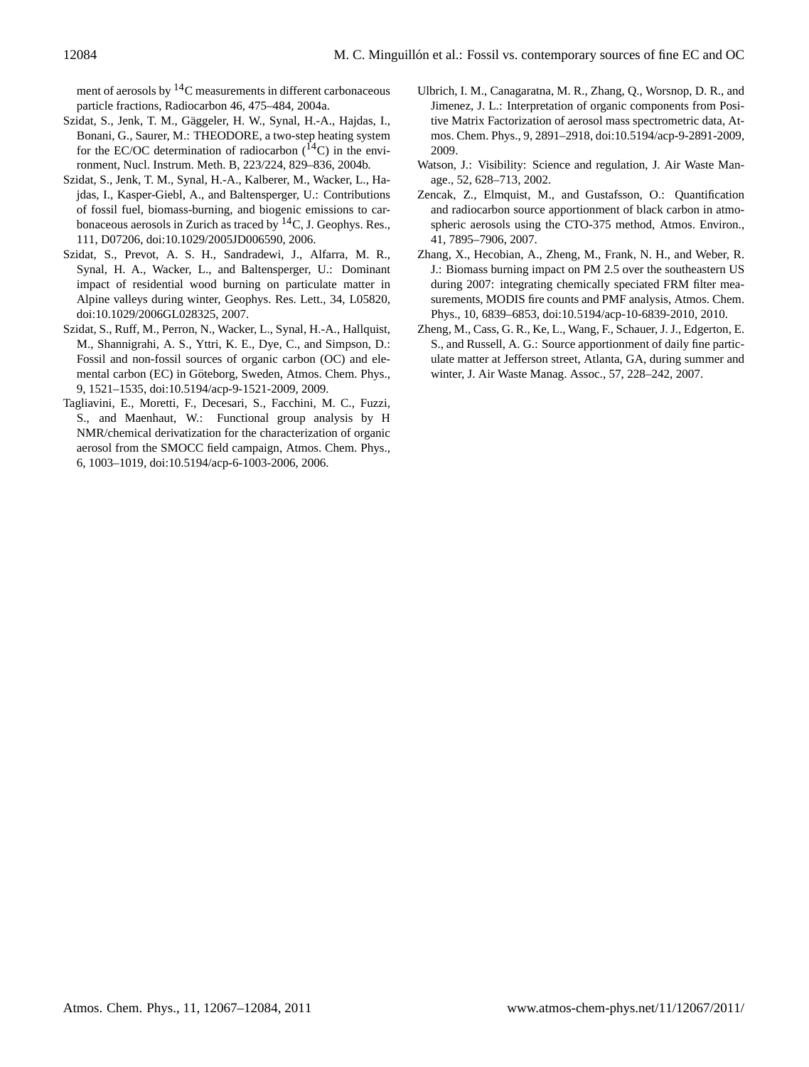ment of aerosols by $^{14}$C measurements in different carbonaceous particle fractions, Radiocarbon 46, 475–484, 2004a.

Szidat, S., Jenk, T. M., Gäggeler, H. W., Synal, H.-A., Hajdas, I., Bonani, G., Saurer, M.: THEODORE, a two-step heating system for the EC/OC determination of radiocarbon ($^{14}$C) in the environment, Nucl. Instrum. Meth. B, 223/224, 829–836, 2004b.

Szidat, S., Jenk, T. M., Synal, H.-A., Kalberer, M., Wacker, L., Hajdas, I., Kasper-Giebl, A., and Baltensperger, U.: Contributions of fossil fuel, biomass-burning, and biogenic emissions to carbonaceous aerosols in Zurich as traced by $^{14}$C, J. Geophys. Res., 111, D07206, doi:10.1029/2005JD006590, 2006.

Szidat, S., Prevot, A. S. H., Sandradewi, J., Alfarra, M. R., Synal, H. A., Wacker, L., and Baltensperger, U.: Dominant impact of residential wood burning on particulate matter in Alpine valleys during winter, Geophys. Res. Lett., 34, L05820, doi:10.1029/2006GL028325, 2007.

Szidat, S., Ruff, M., Perron, N., Wacker, L., Synal, H.-A., Hallquist, M., Shannigrahi, A. S., Yttri, K. E., Dye, C., and Simpson, D.: Fossil and non-fossil sources of organic carbon (OC) and elemental carbon (EC) in Göteborg, Sweden, Atmos. Chem. Phys., 9, 1521–1535, doi:10.5194/acp-9-1521-2009, 2009.

Tagliavini, E., Moretti, F., Decesari, S., Facchini, M. C., Fuzzi, S., and Maenhaut, W.: Functional group analysis by H NMR/chemical derivatization for the characterization of organic aerosol from the SMOCC field campaign, Atmos. Chem. Phys., 6, 1003–1019, doi:10.5194/acp-6-1003-2006, 2006.

Ulbrich, I. M., Canagaratna, M. R., Zhang, Q., Worsnop, D. R., and Jimenez, J. L.: Interpretation of organic components from Positive Matrix Factorization of aerosol mass spectrometric data, Atmos. Chem. Phys., 9, 2891–2918, doi:10.5194/acp-9-2891-2009, 2009.

Watson, J.: Visibility: Science and regulation, J. Air Waste Manage., 52, 628–713, 2002.

Zencak, Z., Elmquist, M., and Gustafsson, O.: Quantification and radiocarbon source apportionment of black carbon in atmospheric aerosols using the CTO-375 method, Atmos. Environ., 41, 7895–7906, 2007.

Zhang, X., Hecobian, A., Zheng, M., Frank, N. H., and Weber, R. J.: Biomass burning impact on PM 2.5 over the southeastern US during 2007: integrating chemically speciated FRM filter measurements, MODIS fire counts and PMF analysis, Atmos. Chem. Phys., 10, 6839–6853, doi:10.5194/acp-10-6839-2010, 2010.

Zheng, M., Cass, G. R., Ke, L., Wang, F., Schauer, J. J., Edgerton, E. S., and Russell, A. G.: Source apportionment of daily fine particulate matter at Jefferson street, Atlanta, GA, during summer and winter, J. Air Waste Manag. Assoc., 57, 228–242, 2007.